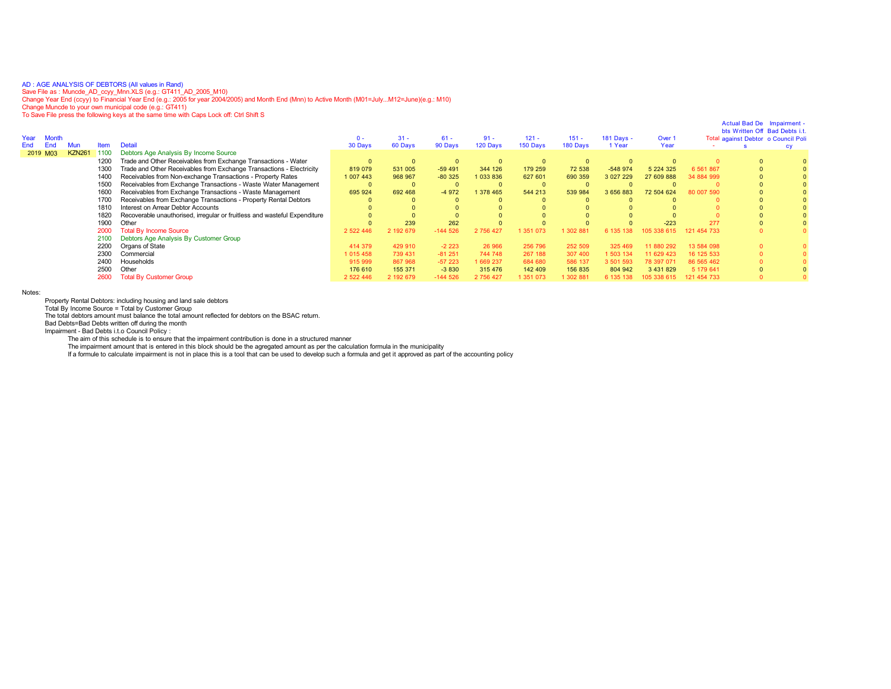AD : AGE ANALYSIS OF DEBTORS (All values in Rand)
Save File as : Muncde_AD_ccyy_Mnn.XLS (e.g.: GT411_AD_2005_M10)
Change Year End (ccyy) to Financial Year End (e.g.: 2005 for year 2004/2005) and Month End (Mnn) to Active Month (M01=July...M12=June)(e.g.: M10)
Change Muncde to your own municipal code (e.g.: GT411)
To Save File press the following keys at the same time with Caps Lock off: Ctrl Shift S

| Year End | Month End | Mun | Item | Detail | 0 - 30 Days | 31 - 60 Days | 61 - 90 Days | 91 - 120 Days | 121 - 150 Days | 151 - 180 Days | 181 Days - 1 Year | Over 1 Year | Total - | Actual Bad Debts Written Off against Debtors | Impairment - Bad Debts i.t.o Council Policy |
|---|---|---|---|---|---|---|---|---|---|---|---|---|---|---|---|
| 2019 | M03 | KZN261 | 1100 | Debtors Age Analysis By Income Source | | | | | | | | | | | |
| | | | 1200 | Trade and Other Receivables from Exchange Transactions - Water | 0 | 0 | 0 | 0 | 0 | 0 | 0 | 0 | 0 | 0 | 0 |
| | | | 1300 | Trade and Other Receivables from Exchange Transactions - Electricity | 819 079 | 531 005 | -59 491 | 344 126 | 179 259 | 72 538 | -548 974 | 5 224 325 | 6 561 867 | 0 | 0 |
| | | | 1400 | Receivables from Non-exchange Transactions - Property Rates | 1 007 443 | 968 967 | -80 325 | 1 033 836 | 627 601 | 690 359 | 3 027 229 | 27 609 888 | 34 884 999 | 0 | 0 |
| | | | 1500 | Receivables from Exchange Transactions - Waste Water Management | 0 | 0 | 0 | 0 | 0 | 0 | 0 | 0 | 0 | 0 | 0 |
| | | | 1600 | Receivables from Exchange Transactions - Waste Management | 695 924 | 692 468 | -4 972 | 1 378 465 | 544 213 | 539 984 | 3 656 883 | 72 504 624 | 80 007 590 | 0 | 0 |
| | | | 1700 | Receivables from Exchange Transactions - Property Rental Debtors | 0 | 0 | 0 | 0 | 0 | 0 | 0 | 0 | 0 | 0 | 0 |
| | | | 1810 | Interest on Arrear Debtor Accounts | 0 | 0 | 0 | 0 | 0 | 0 | 0 | 0 | 0 | 0 | 0 |
| | | | 1820 | Recoverable unauthorised, irregular or fruitless and wasteful Expenditure | 0 | 0 | 0 | 0 | 0 | 0 | 0 | 0 | 0 | 0 | 0 |
| | | | 1900 | Other | 0 | 239 | 262 | 0 | 0 | 0 | 0 | -223 | 277 | 0 | 0 |
| | | | 2000 | Total By Income Source | 2 522 446 | 2 192 679 | -144 526 | 2 756 427 | 1 351 073 | 1 302 881 | 6 135 138 | 105 338 615 | 121 454 733 | 0 | 0 |
| | | | 2100 | Debtors Age Analysis By Customer Group | | | | | | | | | | | |
| | | | 2200 | Organs of State | 414 379 | 429 910 | -2 223 | 26 966 | 256 796 | 252 509 | 325 469 | 11 880 292 | 13 584 098 | 0 | 0 |
| | | | 2300 | Commercial | 1 015 458 | 739 431 | -81 251 | 744 748 | 267 188 | 307 400 | 1 503 134 | 11 629 423 | 16 125 533 | 0 | 0 |
| | | | 2400 | Households | 915 999 | 867 968 | -57 223 | 1 669 237 | 684 680 | 586 137 | 3 501 593 | 78 397 071 | 86 565 462 | 0 | 0 |
| | | | 2500 | Other | 176 610 | 155 371 | -3 830 | 315 476 | 142 409 | 156 835 | 804 942 | 3 431 829 | 5 179 641 | 0 | 0 |
| | | | 2600 | Total By Customer Group | 2 522 446 | 2 192 679 | -144 526 | 2 756 427 | 1 351 073 | 1 302 881 | 6 135 138 | 105 338 615 | 121 454 733 | 0 | 0 |

Notes:

Property Rental Debtors: including housing and land sale debtors
Total By Income Source = Total by Customer Group
The total debtors amount must balance the total amount reflected for debtors on the BSAC return.
Bad Debts=Bad Debts written off during the month
Impairment - Bad Debts i.t.o Council Policy :

The aim of this schedule is to ensure that the impairment contribution is done in a structured manner
The impairment amount that is entered in this block should be the agregated amount as per the calculation formula in the municipality
If a formule to calculate impairment is not in place this is a tool that can be used to develop such a formula and get it approved as part of the accounting policy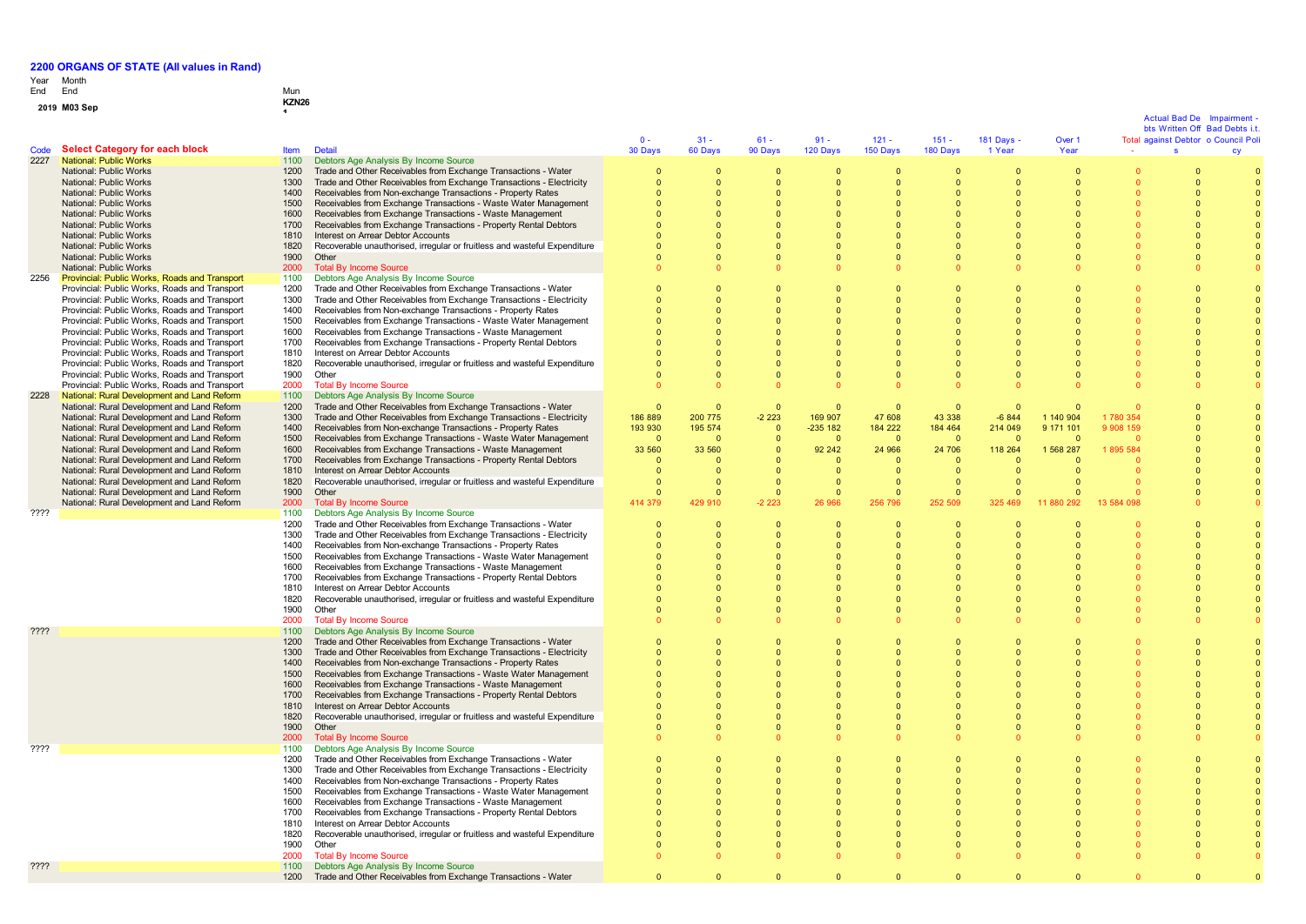# 2200 ORGANS OF STATE (All values in Rand)

| Year | Month | Mun |
|---|---|---|
| End | End | KZN26 |
| 2019 | M03 Sep | 1 |

| Code | Select Category for each block | Item | Detail | 0 - 30 Days | 31 - 60 Days | 61 - 90 Days | 91 - 120 Days | 121 - 150 Days | 151 - 180 Days | 181 Days - 1 Year | Over 1 Year | Total | Actual Bad Debts Written Off against Debtors | Impairment - Bad Debts i.t.o Council Policy |
|---|---|---|---|---|---|---|---|---|---|---|---|---|---|---|
| 2227 | National: Public Works | 1100 | Debtors Age Analysis By Income Source | | | | | | | | | | | |
| | National: Public Works | 1200 | Trade and Other Receivables from Exchange Transactions - Water | 0 | 0 | 0 | 0 | 0 | 0 | 0 | 0 | 0 | 0 | 0 |
| | National: Public Works | 1300 | Trade and Other Receivables from Exchange Transactions - Electricity | 0 | 0 | 0 | 0 | 0 | 0 | 0 | 0 | 0 | 0 | 0 |
| | National: Public Works | 1400 | Receivables from Non-exchange Transactions - Property Rates | 0 | 0 | 0 | 0 | 0 | 0 | 0 | 0 | 0 | 0 | 0 |
| | National: Public Works | 1500 | Receivables from Exchange Transactions - Waste Water Management | 0 | 0 | 0 | 0 | 0 | 0 | 0 | 0 | 0 | 0 | 0 |
| | National: Public Works | 1600 | Receivables from Exchange Transactions - Waste Management | 0 | 0 | 0 | 0 | 0 | 0 | 0 | 0 | 0 | 0 | 0 |
| | National: Public Works | 1700 | Receivables from Exchange Transactions - Property Rental Debtors | 0 | 0 | 0 | 0 | 0 | 0 | 0 | 0 | 0 | 0 | 0 |
| | National: Public Works | 1810 | Interest on Arrear Debtor Accounts | 0 | 0 | 0 | 0 | 0 | 0 | 0 | 0 | 0 | 0 | 0 |
| | National: Public Works | 1820 | Recoverable unauthorised, irregular or fruitless and wasteful Expenditure | 0 | 0 | 0 | 0 | 0 | 0 | 0 | 0 | 0 | 0 | 0 |
| | National: Public Works | 1900 | Other | 0 | 0 | 0 | 0 | 0 | 0 | 0 | 0 | 0 | 0 | 0 |
| | National: Public Works | 2000 | Total By Income Source | 0 | 0 | 0 | 0 | 0 | 0 | 0 | 0 | 0 | 0 | 0 |
| 2256 | Provincial: Public Works, Roads and Transport | 1100 | Debtors Age Analysis By Income Source | | | | | | | | | | | |
| | Provincial: Public Works, Roads and Transport | 1200 | Trade and Other Receivables from Exchange Transactions - Water | 0 | 0 | 0 | 0 | 0 | 0 | 0 | 0 | 0 | 0 | 0 |
| | Provincial: Public Works, Roads and Transport | 1300 | Trade and Other Receivables from Exchange Transactions - Electricity | 0 | 0 | 0 | 0 | 0 | 0 | 0 | 0 | 0 | 0 | 0 |
| | Provincial: Public Works, Roads and Transport | 1400 | Receivables from Non-exchange Transactions - Property Rates | 0 | 0 | 0 | 0 | 0 | 0 | 0 | 0 | 0 | 0 | 0 |
| | Provincial: Public Works, Roads and Transport | 1500 | Receivables from Exchange Transactions - Waste Water Management | 0 | 0 | 0 | 0 | 0 | 0 | 0 | 0 | 0 | 0 | 0 |
| | Provincial: Public Works, Roads and Transport | 1600 | Receivables from Exchange Transactions - Waste Management | 0 | 0 | 0 | 0 | 0 | 0 | 0 | 0 | 0 | 0 | 0 |
| | Provincial: Public Works, Roads and Transport | 1700 | Receivables from Exchange Transactions - Property Rental Debtors | 0 | 0 | 0 | 0 | 0 | 0 | 0 | 0 | 0 | 0 | 0 |
| | Provincial: Public Works, Roads and Transport | 1810 | Interest on Arrear Debtor Accounts | 0 | 0 | 0 | 0 | 0 | 0 | 0 | 0 | 0 | 0 | 0 |
| | Provincial: Public Works, Roads and Transport | 1820 | Recoverable unauthorised, irregular or fruitless and wasteful Expenditure | 0 | 0 | 0 | 0 | 0 | 0 | 0 | 0 | 0 | 0 | 0 |
| | Provincial: Public Works, Roads and Transport | 1900 | Other | 0 | 0 | 0 | 0 | 0 | 0 | 0 | 0 | 0 | 0 | 0 |
| | Provincial: Public Works, Roads and Transport | 2000 | Total By Income Source | 0 | 0 | 0 | 0 | 0 | 0 | 0 | 0 | 0 | 0 | 0 |
| 2228 | National: Rural Development and Land Reform | 1100 | Debtors Age Analysis By Income Source | | | | | | | | | | | |
| | National: Rural Development and Land Reform | 1200 | Trade and Other Receivables from Exchange Transactions - Water | 0 | 0 | 0 | 0 | 0 | 0 | 0 | 0 | 0 | 0 | 0 |
| | National: Rural Development and Land Reform | 1300 | Trade and Other Receivables from Exchange Transactions - Electricity | 186 889 | 200 775 | -2 223 | 169 907 | 47 608 | 43 338 | -6 844 | 1 140 904 | 1 780 354 | 0 | 0 |
| | National: Rural Development and Land Reform | 1400 | Receivables from Non-exchange Transactions - Property Rates | 193 930 | 195 574 | 0 | -235 182 | 184 222 | 184 464 | 214 049 | 9 171 101 | 9 908 159 | 0 | 0 |
| | National: Rural Development and Land Reform | 1500 | Receivables from Exchange Transactions - Waste Water Management | 0 | 0 | 0 | 0 | 0 | 0 | 0 | 0 | 0 | 0 | 0 |
| | National: Rural Development and Land Reform | 1600 | Receivables from Exchange Transactions - Waste Management | 33 560 | 33 560 | 0 | 92 242 | 24 966 | 24 706 | 118 264 | 1 568 287 | 1 895 584 | 0 | 0 |
| | National: Rural Development and Land Reform | 1700 | Receivables from Exchange Transactions - Property Rental Debtors | 0 | 0 | 0 | 0 | 0 | 0 | 0 | 0 | 0 | 0 | 0 |
| | National: Rural Development and Land Reform | 1810 | Interest on Arrear Debtor Accounts | 0 | 0 | 0 | 0 | 0 | 0 | 0 | 0 | 0 | 0 | 0 |
| | National: Rural Development and Land Reform | 1820 | Recoverable unauthorised, irregular or fruitless and wasteful Expenditure | 0 | 0 | 0 | 0 | 0 | 0 | 0 | 0 | 0 | 0 | 0 |
| | National: Rural Development and Land Reform | 1900 | Other | 0 | 0 | 0 | 0 | 0 | 0 | 0 | 0 | 0 | 0 | 0 |
| | National: Rural Development and Land Reform | 2000 | Total By Income Source | 414 379 | 429 910 | -2 223 | 26 966 | 256 796 | 252 509 | 325 469 | 11 880 292 | 13 584 098 | 0 | 0 |
| ???? | | 1100 | Debtors Age Analysis By Income Source | | | | | | | | | | | |
| | | 1200 | Trade and Other Receivables from Exchange Transactions - Water | 0 | 0 | 0 | 0 | 0 | 0 | 0 | 0 | 0 | 0 | 0 |
| | | 1300 | Trade and Other Receivables from Exchange Transactions - Electricity | 0 | 0 | 0 | 0 | 0 | 0 | 0 | 0 | 0 | 0 | 0 |
| | | 1400 | Receivables from Non-exchange Transactions - Property Rates | 0 | 0 | 0 | 0 | 0 | 0 | 0 | 0 | 0 | 0 | 0 |
| | | 1500 | Receivables from Exchange Transactions - Waste Water Management | 0 | 0 | 0 | 0 | 0 | 0 | 0 | 0 | 0 | 0 | 0 |
| | | 1600 | Receivables from Exchange Transactions - Waste Management | 0 | 0 | 0 | 0 | 0 | 0 | 0 | 0 | 0 | 0 | 0 |
| | | 1700 | Receivables from Exchange Transactions - Property Rental Debtors | 0 | 0 | 0 | 0 | 0 | 0 | 0 | 0 | 0 | 0 | 0 |
| | | 1810 | Interest on Arrear Debtor Accounts | 0 | 0 | 0 | 0 | 0 | 0 | 0 | 0 | 0 | 0 | 0 |
| | | 1820 | Recoverable unauthorised, irregular or fruitless and wasteful Expenditure | 0 | 0 | 0 | 0 | 0 | 0 | 0 | 0 | 0 | 0 | 0 |
| | | 1900 | Other | 0 | 0 | 0 | 0 | 0 | 0 | 0 | 0 | 0 | 0 | 0 |
| | | 2000 | Total By Income Source | 0 | 0 | 0 | 0 | 0 | 0 | 0 | 0 | 0 | 0 | 0 |
| ???? | | 1100 | Debtors Age Analysis By Income Source | | | | | | | | | | | |
| | | 1200 | Trade and Other Receivables from Exchange Transactions - Water | 0 | 0 | 0 | 0 | 0 | 0 | 0 | 0 | 0 | 0 | 0 |
| | | 1300 | Trade and Other Receivables from Exchange Transactions - Electricity | 0 | 0 | 0 | 0 | 0 | 0 | 0 | 0 | 0 | 0 | 0 |
| | | 1400 | Receivables from Non-exchange Transactions - Property Rates | 0 | 0 | 0 | 0 | 0 | 0 | 0 | 0 | 0 | 0 | 0 |
| | | 1500 | Receivables from Exchange Transactions - Waste Water Management | 0 | 0 | 0 | 0 | 0 | 0 | 0 | 0 | 0 | 0 | 0 |
| | | 1600 | Receivables from Exchange Transactions - Waste Management | 0 | 0 | 0 | 0 | 0 | 0 | 0 | 0 | 0 | 0 | 0 |
| | | 1700 | Receivables from Exchange Transactions - Property Rental Debtors | 0 | 0 | 0 | 0 | 0 | 0 | 0 | 0 | 0 | 0 | 0 |
| | | 1810 | Interest on Arrear Debtor Accounts | 0 | 0 | 0 | 0 | 0 | 0 | 0 | 0 | 0 | 0 | 0 |
| | | 1820 | Recoverable unauthorised, irregular or fruitless and wasteful Expenditure | 0 | 0 | 0 | 0 | 0 | 0 | 0 | 0 | 0 | 0 | 0 |
| | | 1900 | Other | 0 | 0 | 0 | 0 | 0 | 0 | 0 | 0 | 0 | 0 | 0 |
| | | 2000 | Total By Income Source | 0 | 0 | 0 | 0 | 0 | 0 | 0 | 0 | 0 | 0 | 0 |
| ???? | | 1100 | Debtors Age Analysis By Income Source | | | | | | | | | | | |
| | | 1200 | Trade and Other Receivables from Exchange Transactions - Water | 0 | 0 | 0 | 0 | 0 | 0 | 0 | 0 | 0 | 0 | 0 |
| | | 1300 | Trade and Other Receivables from Exchange Transactions - Electricity | 0 | 0 | 0 | 0 | 0 | 0 | 0 | 0 | 0 | 0 | 0 |
| | | 1400 | Receivables from Non-exchange Transactions - Property Rates | 0 | 0 | 0 | 0 | 0 | 0 | 0 | 0 | 0 | 0 | 0 |
| | | 1500 | Receivables from Exchange Transactions - Waste Water Management | 0 | 0 | 0 | 0 | 0 | 0 | 0 | 0 | 0 | 0 | 0 |
| | | 1600 | Receivables from Exchange Transactions - Waste Management | 0 | 0 | 0 | 0 | 0 | 0 | 0 | 0 | 0 | 0 | 0 |
| | | 1700 | Receivables from Exchange Transactions - Property Rental Debtors | 0 | 0 | 0 | 0 | 0 | 0 | 0 | 0 | 0 | 0 | 0 |
| | | 1810 | Interest on Arrear Debtor Accounts | 0 | 0 | 0 | 0 | 0 | 0 | 0 | 0 | 0 | 0 | 0 |
| | | 1820 | Recoverable unauthorised, irregular or fruitless and wasteful Expenditure | 0 | 0 | 0 | 0 | 0 | 0 | 0 | 0 | 0 | 0 | 0 |
| | | 1900 | Other | 0 | 0 | 0 | 0 | 0 | 0 | 0 | 0 | 0 | 0 | 0 |
| | | 2000 | Total By Income Source | 0 | 0 | 0 | 0 | 0 | 0 | 0 | 0 | 0 | 0 | 0 |
| ???? | | 1100 | Debtors Age Analysis By Income Source | | | | | | | | | | | |
| | | 1200 | Trade and Other Receivables from Exchange Transactions - Water | 0 | 0 | 0 | 0 | 0 | 0 | 0 | 0 | 0 | 0 | 0 |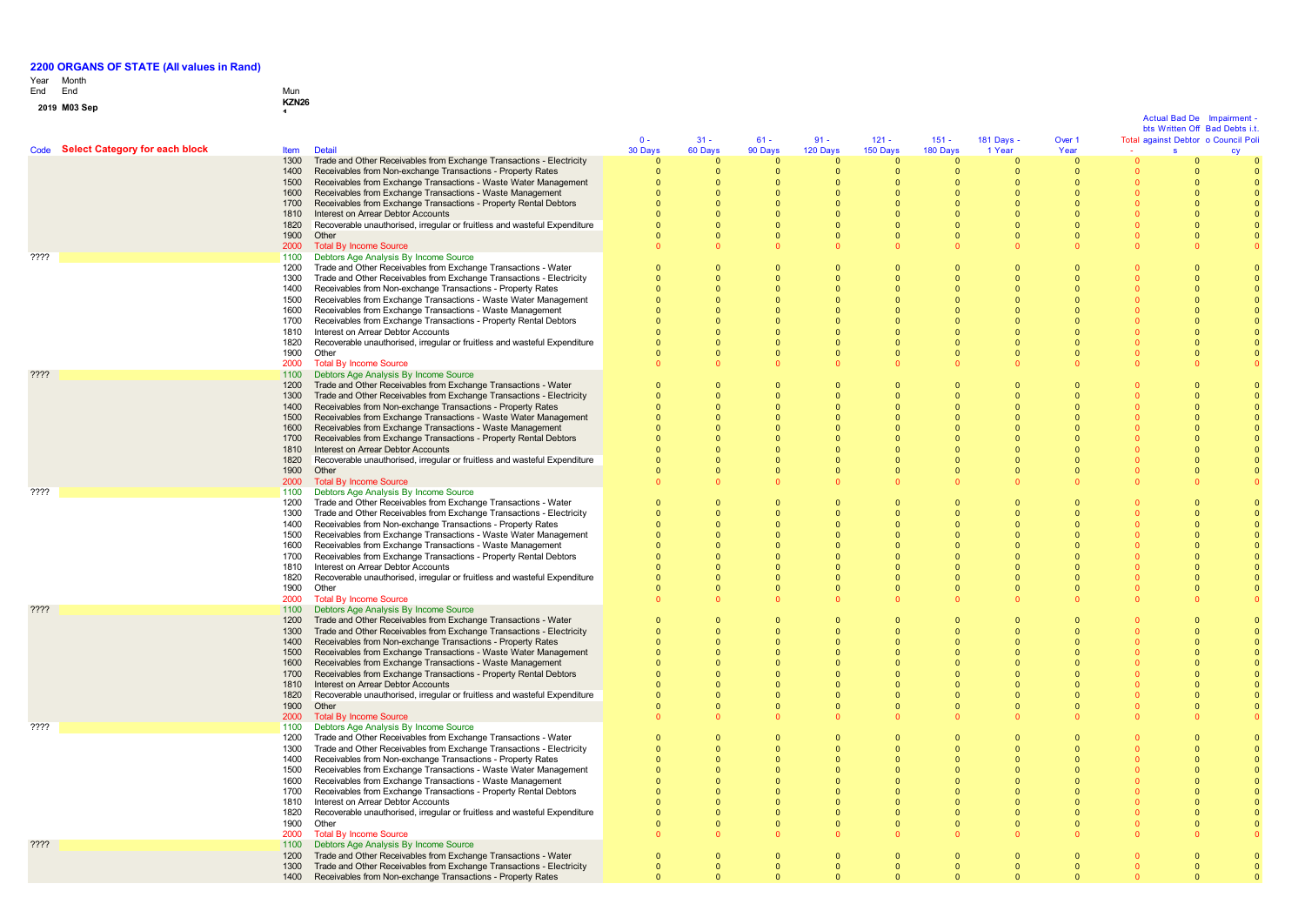## 2200 ORGANS OF STATE (All values in Rand)

| Year End | Month End | Mun |
|---|---|---|
| 2019 | M03 Sep | KZN26 |

| Code | Select Category for each block | Item | Detail | 0 - 30 Days | 31 - 60 Days | 61 - 90 Days | 91 - 120 Days | 121 - 150 Days | 151 - 180 Days | 181 Days - 1 Year | Over 1 Year | Total | Actual Bad Debts Written Off against Debtors | Impairment - Bad Debts i.t.o Council Policy |
|---|---|---|---|---|---|---|---|---|---|---|---|---|---|---|
| | | 1300 | Trade and Other Receivables from Exchange Transactions - Electricity | 0 | 0 | 0 | 0 | 0 | 0 | 0 | 0 | 0 | 0 | 0 |
| | | 1400 | Receivables from Non-exchange Transactions - Property Rates | 0 | 0 | 0 | 0 | 0 | 0 | 0 | 0 | 0 | 0 | 0 |
| | | 1500 | Receivables from Exchange Transactions - Waste Water Management | 0 | 0 | 0 | 0 | 0 | 0 | 0 | 0 | 0 | 0 | 0 |
| | | 1600 | Receivables from Exchange Transactions - Waste Management | 0 | 0 | 0 | 0 | 0 | 0 | 0 | 0 | 0 | 0 | 0 |
| | | 1700 | Receivables from Exchange Transactions - Property Rental Debtors | 0 | 0 | 0 | 0 | 0 | 0 | 0 | 0 | 0 | 0 | 0 |
| | | 1810 | Interest on Arrear Debtor Accounts | 0 | 0 | 0 | 0 | 0 | 0 | 0 | 0 | 0 | 0 | 0 |
| | | 1820 | Recoverable unauthorised, irregular or fruitless and wasteful Expenditure | 0 | 0 | 0 | 0 | 0 | 0 | 0 | 0 | 0 | 0 | 0 |
| | | 1900 | Other | 0 | 0 | 0 | 0 | 0 | 0 | 0 | 0 | 0 | 0 | 0 |
| | | 2000 | Total By Income Source | 0 | 0 | 0 | 0 | 0 | 0 | 0 | 0 | 0 | 0 | 0 |
| ???? | | 1100 | Debtors Age Analysis By Income Source | | | | | | | | | | | |
| | | 1200 | Trade and Other Receivables from Exchange Transactions - Water | 0 | 0 | 0 | 0 | 0 | 0 | 0 | 0 | 0 | 0 | 0 |
| | | 1300 | Trade and Other Receivables from Exchange Transactions - Electricity | 0 | 0 | 0 | 0 | 0 | 0 | 0 | 0 | 0 | 0 | 0 |
| | | 1400 | Receivables from Non-exchange Transactions - Property Rates | 0 | 0 | 0 | 0 | 0 | 0 | 0 | 0 | 0 | 0 | 0 |
| | | 1500 | Receivables from Exchange Transactions - Waste Water Management | 0 | 0 | 0 | 0 | 0 | 0 | 0 | 0 | 0 | 0 | 0 |
| | | 1600 | Receivables from Exchange Transactions - Waste Management | 0 | 0 | 0 | 0 | 0 | 0 | 0 | 0 | 0 | 0 | 0 |
| | | 1700 | Receivables from Exchange Transactions - Property Rental Debtors | 0 | 0 | 0 | 0 | 0 | 0 | 0 | 0 | 0 | 0 | 0 |
| | | 1810 | Interest on Arrear Debtor Accounts | 0 | 0 | 0 | 0 | 0 | 0 | 0 | 0 | 0 | 0 | 0 |
| | | 1820 | Recoverable unauthorised, irregular or fruitless and wasteful Expenditure | 0 | 0 | 0 | 0 | 0 | 0 | 0 | 0 | 0 | 0 | 0 |
| | | 1900 | Other | 0 | 0 | 0 | 0 | 0 | 0 | 0 | 0 | 0 | 0 | 0 |
| | | 2000 | Total By Income Source | 0 | 0 | 0 | 0 | 0 | 0 | 0 | 0 | 0 | 0 | 0 |
| ???? | | 1100 | Debtors Age Analysis By Income Source | | | | | | | | | | | |
| | | 1200 | Trade and Other Receivables from Exchange Transactions - Water | 0 | 0 | 0 | 0 | 0 | 0 | 0 | 0 | 0 | 0 | 0 |
| | | 1300 | Trade and Other Receivables from Exchange Transactions - Electricity | 0 | 0 | 0 | 0 | 0 | 0 | 0 | 0 | 0 | 0 | 0 |
| | | 1400 | Receivables from Non-exchange Transactions - Property Rates | 0 | 0 | 0 | 0 | 0 | 0 | 0 | 0 | 0 | 0 | 0 |
| | | 1500 | Receivables from Exchange Transactions - Waste Water Management | 0 | 0 | 0 | 0 | 0 | 0 | 0 | 0 | 0 | 0 | 0 |
| | | 1600 | Receivables from Exchange Transactions - Waste Management | 0 | 0 | 0 | 0 | 0 | 0 | 0 | 0 | 0 | 0 | 0 |
| | | 1700 | Receivables from Exchange Transactions - Property Rental Debtors | 0 | 0 | 0 | 0 | 0 | 0 | 0 | 0 | 0 | 0 | 0 |
| | | 1810 | Interest on Arrear Debtor Accounts | 0 | 0 | 0 | 0 | 0 | 0 | 0 | 0 | 0 | 0 | 0 |
| | | 1820 | Recoverable unauthorised, irregular or fruitless and wasteful Expenditure | 0 | 0 | 0 | 0 | 0 | 0 | 0 | 0 | 0 | 0 | 0 |
| | | 1900 | Other | 0 | 0 | 0 | 0 | 0 | 0 | 0 | 0 | 0 | 0 | 0 |
| | | 2000 | Total By Income Source | 0 | 0 | 0 | 0 | 0 | 0 | 0 | 0 | 0 | 0 | 0 |
| ???? | | 1100 | Debtors Age Analysis By Income Source | | | | | | | | | | | |
| | | 1200 | Trade and Other Receivables from Exchange Transactions - Water | 0 | 0 | 0 | 0 | 0 | 0 | 0 | 0 | 0 | 0 | 0 |
| | | 1300 | Trade and Other Receivables from Exchange Transactions - Electricity | 0 | 0 | 0 | 0 | 0 | 0 | 0 | 0 | 0 | 0 | 0 |
| | | 1400 | Receivables from Non-exchange Transactions - Property Rates | 0 | 0 | 0 | 0 | 0 | 0 | 0 | 0 | 0 | 0 | 0 |
| | | 1500 | Receivables from Exchange Transactions - Waste Water Management | 0 | 0 | 0 | 0 | 0 | 0 | 0 | 0 | 0 | 0 | 0 |
| | | 1600 | Receivables from Exchange Transactions - Waste Management | 0 | 0 | 0 | 0 | 0 | 0 | 0 | 0 | 0 | 0 | 0 |
| | | 1700 | Receivables from Exchange Transactions - Property Rental Debtors | 0 | 0 | 0 | 0 | 0 | 0 | 0 | 0 | 0 | 0 | 0 |
| | | 1810 | Interest on Arrear Debtor Accounts | 0 | 0 | 0 | 0 | 0 | 0 | 0 | 0 | 0 | 0 | 0 |
| | | 1820 | Recoverable unauthorised, irregular or fruitless and wasteful Expenditure | 0 | 0 | 0 | 0 | 0 | 0 | 0 | 0 | 0 | 0 | 0 |
| | | 1900 | Other | 0 | 0 | 0 | 0 | 0 | 0 | 0 | 0 | 0 | 0 | 0 |
| | | 2000 | Total By Income Source | 0 | 0 | 0 | 0 | 0 | 0 | 0 | 0 | 0 | 0 | 0 |
| ???? | | 1100 | Debtors Age Analysis By Income Source | | | | | | | | | | | |
| | | 1200 | Trade and Other Receivables from Exchange Transactions - Water | 0 | 0 | 0 | 0 | 0 | 0 | 0 | 0 | 0 | 0 | 0 |
| | | 1300 | Trade and Other Receivables from Exchange Transactions - Electricity | 0 | 0 | 0 | 0 | 0 | 0 | 0 | 0 | 0 | 0 | 0 |
| | | 1400 | Receivables from Non-exchange Transactions - Property Rates | 0 | 0 | 0 | 0 | 0 | 0 | 0 | 0 | 0 | 0 | 0 |
| | | 1500 | Receivables from Exchange Transactions - Waste Water Management | 0 | 0 | 0 | 0 | 0 | 0 | 0 | 0 | 0 | 0 | 0 |
| | | 1600 | Receivables from Exchange Transactions - Waste Management | 0 | 0 | 0 | 0 | 0 | 0 | 0 | 0 | 0 | 0 | 0 |
| | | 1700 | Receivables from Exchange Transactions - Property Rental Debtors | 0 | 0 | 0 | 0 | 0 | 0 | 0 | 0 | 0 | 0 | 0 |
| | | 1810 | Interest on Arrear Debtor Accounts | 0 | 0 | 0 | 0 | 0 | 0 | 0 | 0 | 0 | 0 | 0 |
| | | 1820 | Recoverable unauthorised, irregular or fruitless and wasteful Expenditure | 0 | 0 | 0 | 0 | 0 | 0 | 0 | 0 | 0 | 0 | 0 |
| | | 1900 | Other | 0 | 0 | 0 | 0 | 0 | 0 | 0 | 0 | 0 | 0 | 0 |
| | | 2000 | Total By Income Source | 0 | 0 | 0 | 0 | 0 | 0 | 0 | 0 | 0 | 0 | 0 |
| ???? | | 1100 | Debtors Age Analysis By Income Source | | | | | | | | | | | |
| | | 1200 | Trade and Other Receivables from Exchange Transactions - Water | 0 | 0 | 0 | 0 | 0 | 0 | 0 | 0 | 0 | 0 | 0 |
| | | 1300 | Trade and Other Receivables from Exchange Transactions - Electricity | 0 | 0 | 0 | 0 | 0 | 0 | 0 | 0 | 0 | 0 | 0 |
| | | 1400 | Receivables from Non-exchange Transactions - Property Rates | 0 | 0 | 0 | 0 | 0 | 0 | 0 | 0 | 0 | 0 | 0 |
| | | 1500 | Receivables from Exchange Transactions - Waste Water Management | 0 | 0 | 0 | 0 | 0 | 0 | 0 | 0 | 0 | 0 | 0 |
| | | 1600 | Receivables from Exchange Transactions - Waste Management | 0 | 0 | 0 | 0 | 0 | 0 | 0 | 0 | 0 | 0 | 0 |
| | | 1700 | Receivables from Exchange Transactions - Property Rental Debtors | 0 | 0 | 0 | 0 | 0 | 0 | 0 | 0 | 0 | 0 | 0 |
| | | 1810 | Interest on Arrear Debtor Accounts | 0 | 0 | 0 | 0 | 0 | 0 | 0 | 0 | 0 | 0 | 0 |
| | | 1820 | Recoverable unauthorised, irregular or fruitless and wasteful Expenditure | 0 | 0 | 0 | 0 | 0 | 0 | 0 | 0 | 0 | 0 | 0 |
| | | 1900 | Other | 0 | 0 | 0 | 0 | 0 | 0 | 0 | 0 | 0 | 0 | 0 |
| | | 2000 | Total By Income Source | 0 | 0 | 0 | 0 | 0 | 0 | 0 | 0 | 0 | 0 | 0 |
| ???? | | 1100 | Debtors Age Analysis By Income Source | | | | | | | | | | | |
| | | 1200 | Trade and Other Receivables from Exchange Transactions - Water | 0 | 0 | 0 | 0 | 0 | 0 | 0 | 0 | 0 | 0 | 0 |
| | | 1300 | Trade and Other Receivables from Exchange Transactions - Electricity | 0 | 0 | 0 | 0 | 0 | 0 | 0 | 0 | 0 | 0 | 0 |
| | | 1400 | Receivables from Non-exchange Transactions - Property Rates | 0 | 0 | 0 | 0 | 0 | 0 | 0 | 0 | 0 | 0 | 0 |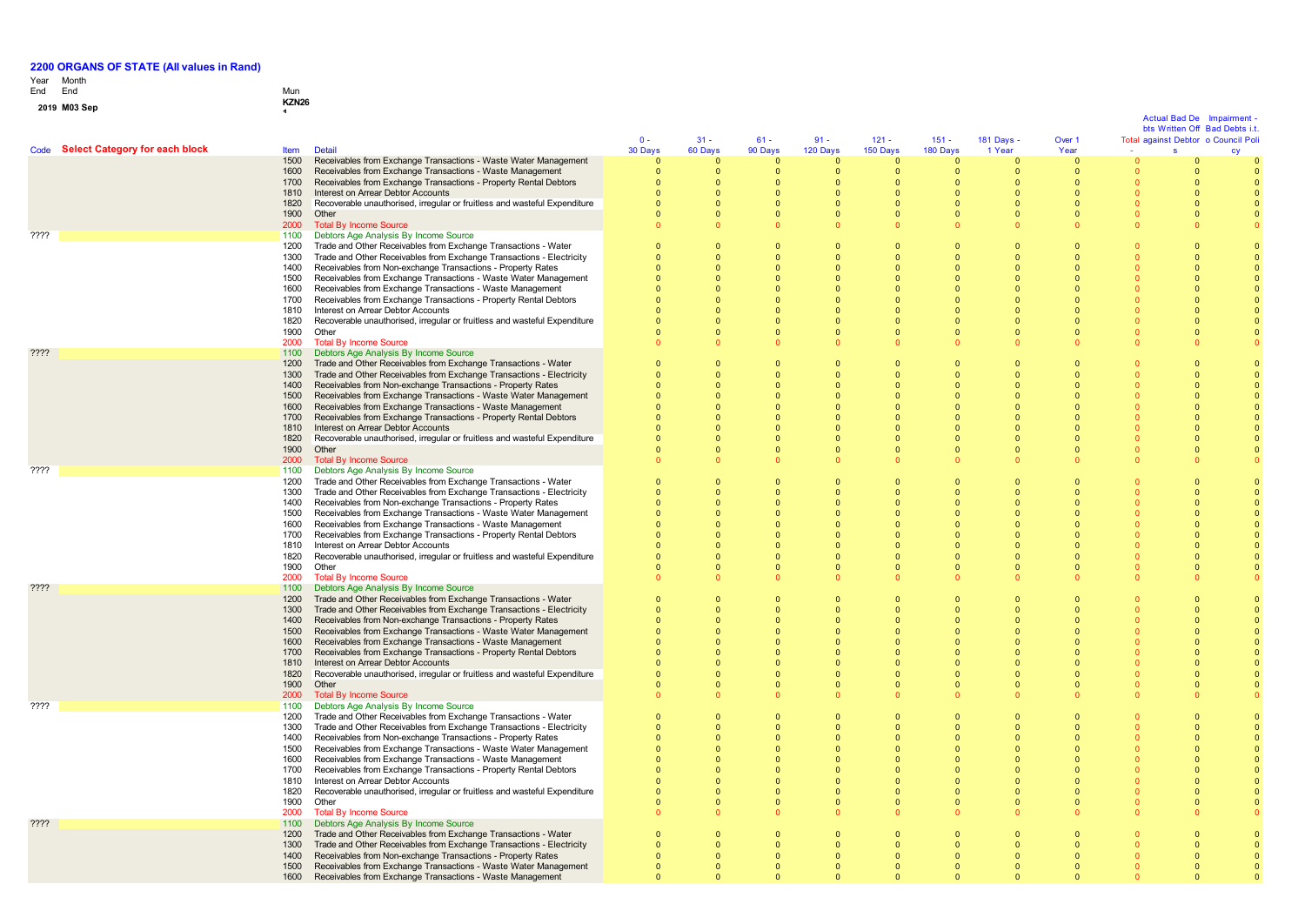**2200 ORGANS OF STATE (All values in Rand)**

Year End: 2019
Month End: M03 Sep
Mun: KZN26

| Code | Select Category for each block | Item | Detail | 0 - 30 Days | 31 - 60 Days | 61 - 90 Days | 91 - 120 Days | 121 - 150 Days | 151 - 180 Days | 181 Days - 1 Year | Over 1 Year | Total | Actual Bad Debts Written Off against Debtors | Impairment - Bad Debts i.t.o Council Policy |
|---|---|---|---|---|---|---|---|---|---|---|---|---|---|---|
| | | 1500 | Receivables from Exchange Transactions - Waste Water Management | 0 | 0 | 0 | 0 | 0 | 0 | 0 | 0 | 0 | 0 | 0 |
| | | 1600 | Receivables from Exchange Transactions - Waste Management | 0 | 0 | 0 | 0 | 0 | 0 | 0 | 0 | 0 | 0 | 0 |
| | | 1700 | Receivables from Exchange Transactions - Property Rental Debtors | 0 | 0 | 0 | 0 | 0 | 0 | 0 | 0 | 0 | 0 | 0 |
| | | 1810 | Interest on Arrear Debtor Accounts | 0 | 0 | 0 | 0 | 0 | 0 | 0 | 0 | 0 | 0 | 0 |
| | | 1820 | Recoverable unauthorised, irregular or fruitless and wasteful Expenditure | 0 | 0 | 0 | 0 | 0 | 0 | 0 | 0 | 0 | 0 | 0 |
| | | 1900 | Other | 0 | 0 | 0 | 0 | 0 | 0 | 0 | 0 | 0 | 0 | 0 |
| | | 2000 | Total By Income Source | 0 | 0 | 0 | 0 | 0 | 0 | 0 | 0 | 0 | 0 | 0 |
| ???? | | 1100 | Debtors Age Analysis By Income Source | | | | | | | | | | | |
| | | 1200 | Trade and Other Receivables from Exchange Transactions - Water | 0 | 0 | 0 | 0 | 0 | 0 | 0 | 0 | 0 | 0 | 0 |
| | | 1300 | Trade and Other Receivables from Exchange Transactions - Electricity | 0 | 0 | 0 | 0 | 0 | 0 | 0 | 0 | 0 | 0 | 0 |
| | | 1400 | Receivables from Non-exchange Transactions - Property Rates | 0 | 0 | 0 | 0 | 0 | 0 | 0 | 0 | 0 | 0 | 0 |
| | | 1500 | Receivables from Exchange Transactions - Waste Water Management | 0 | 0 | 0 | 0 | 0 | 0 | 0 | 0 | 0 | 0 | 0 |
| | | 1600 | Receivables from Exchange Transactions - Waste Management | 0 | 0 | 0 | 0 | 0 | 0 | 0 | 0 | 0 | 0 | 0 |
| | | 1700 | Receivables from Exchange Transactions - Property Rental Debtors | 0 | 0 | 0 | 0 | 0 | 0 | 0 | 0 | 0 | 0 | 0 |
| | | 1810 | Interest on Arrear Debtor Accounts | 0 | 0 | 0 | 0 | 0 | 0 | 0 | 0 | 0 | 0 | 0 |
| | | 1820 | Recoverable unauthorised, irregular or fruitless and wasteful Expenditure | 0 | 0 | 0 | 0 | 0 | 0 | 0 | 0 | 0 | 0 | 0 |
| | | 1900 | Other | 0 | 0 | 0 | 0 | 0 | 0 | 0 | 0 | 0 | 0 | 0 |
| | | 2000 | Total By Income Source | 0 | 0 | 0 | 0 | 0 | 0 | 0 | 0 | 0 | 0 | 0 |
| ???? | | 1100 | Debtors Age Analysis By Income Source | | | | | | | | | | | |
| | | 1200 | Trade and Other Receivables from Exchange Transactions - Water | 0 | 0 | 0 | 0 | 0 | 0 | 0 | 0 | 0 | 0 | 0 |
| | | 1300 | Trade and Other Receivables from Exchange Transactions - Electricity | 0 | 0 | 0 | 0 | 0 | 0 | 0 | 0 | 0 | 0 | 0 |
| | | 1400 | Receivables from Non-exchange Transactions - Property Rates | 0 | 0 | 0 | 0 | 0 | 0 | 0 | 0 | 0 | 0 | 0 |
| | | 1500 | Receivables from Exchange Transactions - Waste Water Management | 0 | 0 | 0 | 0 | 0 | 0 | 0 | 0 | 0 | 0 | 0 |
| | | 1600 | Receivables from Exchange Transactions - Waste Management | 0 | 0 | 0 | 0 | 0 | 0 | 0 | 0 | 0 | 0 | 0 |
| | | 1700 | Receivables from Exchange Transactions - Property Rental Debtors | 0 | 0 | 0 | 0 | 0 | 0 | 0 | 0 | 0 | 0 | 0 |
| | | 1810 | Interest on Arrear Debtor Accounts | 0 | 0 | 0 | 0 | 0 | 0 | 0 | 0 | 0 | 0 | 0 |
| | | 1820 | Recoverable unauthorised, irregular or fruitless and wasteful Expenditure | 0 | 0 | 0 | 0 | 0 | 0 | 0 | 0 | 0 | 0 | 0 |
| | | 1900 | Other | 0 | 0 | 0 | 0 | 0 | 0 | 0 | 0 | 0 | 0 | 0 |
| | | 2000 | Total By Income Source | 0 | 0 | 0 | 0 | 0 | 0 | 0 | 0 | 0 | 0 | 0 |
| ???? | | 1100 | Debtors Age Analysis By Income Source | | | | | | | | | | | |
| | | 1200 | Trade and Other Receivables from Exchange Transactions - Water | 0 | 0 | 0 | 0 | 0 | 0 | 0 | 0 | 0 | 0 | 0 |
| | | 1300 | Trade and Other Receivables from Exchange Transactions - Electricity | 0 | 0 | 0 | 0 | 0 | 0 | 0 | 0 | 0 | 0 | 0 |
| | | 1400 | Receivables from Non-exchange Transactions - Property Rates | 0 | 0 | 0 | 0 | 0 | 0 | 0 | 0 | 0 | 0 | 0 |
| | | 1500 | Receivables from Exchange Transactions - Waste Water Management | 0 | 0 | 0 | 0 | 0 | 0 | 0 | 0 | 0 | 0 | 0 |
| | | 1600 | Receivables from Exchange Transactions - Waste Management | 0 | 0 | 0 | 0 | 0 | 0 | 0 | 0 | 0 | 0 | 0 |
| | | 1700 | Receivables from Exchange Transactions - Property Rental Debtors | 0 | 0 | 0 | 0 | 0 | 0 | 0 | 0 | 0 | 0 | 0 |
| | | 1810 | Interest on Arrear Debtor Accounts | 0 | 0 | 0 | 0 | 0 | 0 | 0 | 0 | 0 | 0 | 0 |
| | | 1820 | Recoverable unauthorised, irregular or fruitless and wasteful Expenditure | 0 | 0 | 0 | 0 | 0 | 0 | 0 | 0 | 0 | 0 | 0 |
| | | 1900 | Other | 0 | 0 | 0 | 0 | 0 | 0 | 0 | 0 | 0 | 0 | 0 |
| | | 2000 | Total By Income Source | 0 | 0 | 0 | 0 | 0 | 0 | 0 | 0 | 0 | 0 | 0 |
| ???? | | 1100 | Debtors Age Analysis By Income Source | | | | | | | | | | | |
| | | 1200 | Trade and Other Receivables from Exchange Transactions - Water | 0 | 0 | 0 | 0 | 0 | 0 | 0 | 0 | 0 | 0 | 0 |
| | | 1300 | Trade and Other Receivables from Exchange Transactions - Electricity | 0 | 0 | 0 | 0 | 0 | 0 | 0 | 0 | 0 | 0 | 0 |
| | | 1400 | Receivables from Non-exchange Transactions - Property Rates | 0 | 0 | 0 | 0 | 0 | 0 | 0 | 0 | 0 | 0 | 0 |
| | | 1500 | Receivables from Exchange Transactions - Waste Water Management | 0 | 0 | 0 | 0 | 0 | 0 | 0 | 0 | 0 | 0 | 0 |
| | | 1600 | Receivables from Exchange Transactions - Waste Management | 0 | 0 | 0 | 0 | 0 | 0 | 0 | 0 | 0 | 0 | 0 |
| | | 1700 | Receivables from Exchange Transactions - Property Rental Debtors | 0 | 0 | 0 | 0 | 0 | 0 | 0 | 0 | 0 | 0 | 0 |
| | | 1810 | Interest on Arrear Debtor Accounts | 0 | 0 | 0 | 0 | 0 | 0 | 0 | 0 | 0 | 0 | 0 |
| | | 1820 | Recoverable unauthorised, irregular or fruitless and wasteful Expenditure | 0 | 0 | 0 | 0 | 0 | 0 | 0 | 0 | 0 | 0 | 0 |
| | | 1900 | Other | 0 | 0 | 0 | 0 | 0 | 0 | 0 | 0 | 0 | 0 | 0 |
| | | 2000 | Total By Income Source | 0 | 0 | 0 | 0 | 0 | 0 | 0 | 0 | 0 | 0 | 0 |
| ???? | | 1100 | Debtors Age Analysis By Income Source | | | | | | | | | | | |
| | | 1200 | Trade and Other Receivables from Exchange Transactions - Water | 0 | 0 | 0 | 0 | 0 | 0 | 0 | 0 | 0 | 0 | 0 |
| | | 1300 | Trade and Other Receivables from Exchange Transactions - Electricity | 0 | 0 | 0 | 0 | 0 | 0 | 0 | 0 | 0 | 0 | 0 |
| | | 1400 | Receivables from Non-exchange Transactions - Property Rates | 0 | 0 | 0 | 0 | 0 | 0 | 0 | 0 | 0 | 0 | 0 |
| | | 1500 | Receivables from Exchange Transactions - Waste Water Management | 0 | 0 | 0 | 0 | 0 | 0 | 0 | 0 | 0 | 0 | 0 |
| | | 1600 | Receivables from Exchange Transactions - Waste Management | 0 | 0 | 0 | 0 | 0 | 0 | 0 | 0 | 0 | 0 | 0 |
| | | 1700 | Receivables from Exchange Transactions - Property Rental Debtors | 0 | 0 | 0 | 0 | 0 | 0 | 0 | 0 | 0 | 0 | 0 |
| | | 1810 | Interest on Arrear Debtor Accounts | 0 | 0 | 0 | 0 | 0 | 0 | 0 | 0 | 0 | 0 | 0 |
| | | 1820 | Recoverable unauthorised, irregular or fruitless and wasteful Expenditure | 0 | 0 | 0 | 0 | 0 | 0 | 0 | 0 | 0 | 0 | 0 |
| | | 1900 | Other | 0 | 0 | 0 | 0 | 0 | 0 | 0 | 0 | 0 | 0 | 0 |
| | | 2000 | Total By Income Source | 0 | 0 | 0 | 0 | 0 | 0 | 0 | 0 | 0 | 0 | 0 |
| ???? | | 1100 | Debtors Age Analysis By Income Source | | | | | | | | | | | |
| | | 1200 | Trade and Other Receivables from Exchange Transactions - Water | 0 | 0 | 0 | 0 | 0 | 0 | 0 | 0 | 0 | 0 | 0 |
| | | 1300 | Trade and Other Receivables from Exchange Transactions - Electricity | 0 | 0 | 0 | 0 | 0 | 0 | 0 | 0 | 0 | 0 | 0 |
| | | 1400 | Receivables from Non-exchange Transactions - Property Rates | 0 | 0 | 0 | 0 | 0 | 0 | 0 | 0 | 0 | 0 | 0 |
| | | 1500 | Receivables from Exchange Transactions - Waste Water Management | 0 | 0 | 0 | 0 | 0 | 0 | 0 | 0 | 0 | 0 | 0 |
| | | 1600 | Receivables from Exchange Transactions - Waste Management | 0 | 0 | 0 | 0 | 0 | 0 | 0 | 0 | 0 | 0 | 0 |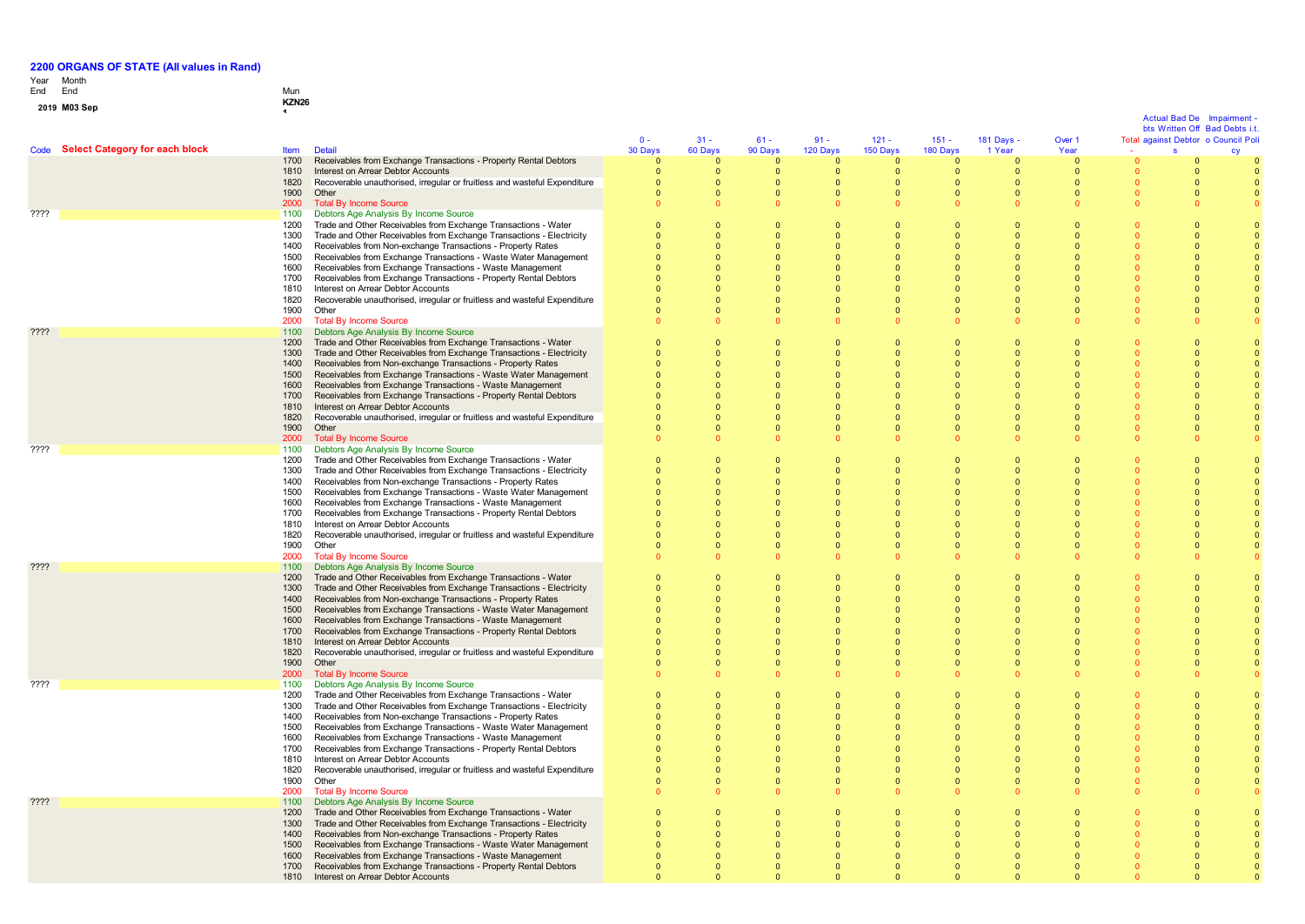# 2200 ORGANS OF STATE (All values in Rand)

Year End: 2019
Month End: M03 Sep
Mun: KZN26

| Code | Select Category for each block | Item | Detail | 0 - 30 Days | 31 - 60 Days | 61 - 90 Days | 91 - 120 Days | 121 - 150 Days | 151 - 180 Days | 181 Days - 1 Year | Over 1 Year | Total | Actual Bad Debts Written Off against Debtors | Impairment - Bad Debts i.t.o Council Policy |
|---|---|---|---|---|---|---|---|---|---|---|---|---|---|---|
| | | 1700 | Receivables from Exchange Transactions - Property Rental Debtors | 0 | 0 | 0 | 0 | 0 | 0 | 0 | 0 | 0 | 0 | 0 |
| | | 1810 | Interest on Arrear Debtor Accounts | 0 | 0 | 0 | 0 | 0 | 0 | 0 | 0 | 0 | 0 | 0 |
| | | 1820 | Recoverable unauthorised, irregular or fruitless and wasteful Expenditure | 0 | 0 | 0 | 0 | 0 | 0 | 0 | 0 | 0 | 0 | 0 |
| | | 1900 | Other | 0 | 0 | 0 | 0 | 0 | 0 | 0 | 0 | 0 | 0 | 0 |
| | | 2000 | Total By Income Source | 0 | 0 | 0 | 0 | 0 | 0 | 0 | 0 | 0 | 0 | 0 |
| ???? | | 1100 | Debtors Age Analysis By Income Source | | | | | | | | | | | |
| | | 1200 | Trade and Other Receivables from Exchange Transactions - Water | 0 | 0 | 0 | 0 | 0 | 0 | 0 | 0 | 0 | 0 | 0 |
| | | 1300 | Trade and Other Receivables from Exchange Transactions - Electricity | 0 | 0 | 0 | 0 | 0 | 0 | 0 | 0 | 0 | 0 | 0 |
| | | 1400 | Receivables from Non-exchange Transactions - Property Rates | 0 | 0 | 0 | 0 | 0 | 0 | 0 | 0 | 0 | 0 | 0 |
| | | 1500 | Receivables from Exchange Transactions - Waste Water Management | 0 | 0 | 0 | 0 | 0 | 0 | 0 | 0 | 0 | 0 | 0 |
| | | 1600 | Receivables from Exchange Transactions - Waste Management | 0 | 0 | 0 | 0 | 0 | 0 | 0 | 0 | 0 | 0 | 0 |
| | | 1700 | Receivables from Exchange Transactions - Property Rental Debtors | 0 | 0 | 0 | 0 | 0 | 0 | 0 | 0 | 0 | 0 | 0 |
| | | 1810 | Interest on Arrear Debtor Accounts | 0 | 0 | 0 | 0 | 0 | 0 | 0 | 0 | 0 | 0 | 0 |
| | | 1820 | Recoverable unauthorised, irregular or fruitless and wasteful Expenditure | 0 | 0 | 0 | 0 | 0 | 0 | 0 | 0 | 0 | 0 | 0 |
| | | 1900 | Other | 0 | 0 | 0 | 0 | 0 | 0 | 0 | 0 | 0 | 0 | 0 |
| | | 2000 | Total By Income Source | 0 | 0 | 0 | 0 | 0 | 0 | 0 | 0 | 0 | 0 | 0 |
| ???? | | 1100 | Debtors Age Analysis By Income Source | | | | | | | | | | | |
| | | 1200 | Trade and Other Receivables from Exchange Transactions - Water | 0 | 0 | 0 | 0 | 0 | 0 | 0 | 0 | 0 | 0 | 0 |
| | | 1300 | Trade and Other Receivables from Exchange Transactions - Electricity | 0 | 0 | 0 | 0 | 0 | 0 | 0 | 0 | 0 | 0 | 0 |
| | | 1400 | Receivables from Non-exchange Transactions - Property Rates | 0 | 0 | 0 | 0 | 0 | 0 | 0 | 0 | 0 | 0 | 0 |
| | | 1500 | Receivables from Exchange Transactions - Waste Water Management | 0 | 0 | 0 | 0 | 0 | 0 | 0 | 0 | 0 | 0 | 0 |
| | | 1600 | Receivables from Exchange Transactions - Waste Management | 0 | 0 | 0 | 0 | 0 | 0 | 0 | 0 | 0 | 0 | 0 |
| | | 1700 | Receivables from Exchange Transactions - Property Rental Debtors | 0 | 0 | 0 | 0 | 0 | 0 | 0 | 0 | 0 | 0 | 0 |
| | | 1810 | Interest on Arrear Debtor Accounts | 0 | 0 | 0 | 0 | 0 | 0 | 0 | 0 | 0 | 0 | 0 |
| | | 1820 | Recoverable unauthorised, irregular or fruitless and wasteful Expenditure | 0 | 0 | 0 | 0 | 0 | 0 | 0 | 0 | 0 | 0 | 0 |
| | | 1900 | Other | 0 | 0 | 0 | 0 | 0 | 0 | 0 | 0 | 0 | 0 | 0 |
| | | 2000 | Total By Income Source | 0 | 0 | 0 | 0 | 0 | 0 | 0 | 0 | 0 | 0 | 0 |
| ???? | | 1100 | Debtors Age Analysis By Income Source | | | | | | | | | | | |
| | | 1200 | Trade and Other Receivables from Exchange Transactions - Water | 0 | 0 | 0 | 0 | 0 | 0 | 0 | 0 | 0 | 0 | 0 |
| | | 1300 | Trade and Other Receivables from Exchange Transactions - Electricity | 0 | 0 | 0 | 0 | 0 | 0 | 0 | 0 | 0 | 0 | 0 |
| | | 1400 | Receivables from Non-exchange Transactions - Property Rates | 0 | 0 | 0 | 0 | 0 | 0 | 0 | 0 | 0 | 0 | 0 |
| | | 1500 | Receivables from Exchange Transactions - Waste Water Management | 0 | 0 | 0 | 0 | 0 | 0 | 0 | 0 | 0 | 0 | 0 |
| | | 1600 | Receivables from Exchange Transactions - Waste Management | 0 | 0 | 0 | 0 | 0 | 0 | 0 | 0 | 0 | 0 | 0 |
| | | 1700 | Receivables from Exchange Transactions - Property Rental Debtors | 0 | 0 | 0 | 0 | 0 | 0 | 0 | 0 | 0 | 0 | 0 |
| | | 1810 | Interest on Arrear Debtor Accounts | 0 | 0 | 0 | 0 | 0 | 0 | 0 | 0 | 0 | 0 | 0 |
| | | 1820 | Recoverable unauthorised, irregular or fruitless and wasteful Expenditure | 0 | 0 | 0 | 0 | 0 | 0 | 0 | 0 | 0 | 0 | 0 |
| | | 1900 | Other | 0 | 0 | 0 | 0 | 0 | 0 | 0 | 0 | 0 | 0 | 0 |
| | | 2000 | Total By Income Source | 0 | 0 | 0 | 0 | 0 | 0 | 0 | 0 | 0 | 0 | 0 |
| ???? | | 1100 | Debtors Age Analysis By Income Source | | | | | | | | | | | |
| | | 1200 | Trade and Other Receivables from Exchange Transactions - Water | 0 | 0 | 0 | 0 | 0 | 0 | 0 | 0 | 0 | 0 | 0 |
| | | 1300 | Trade and Other Receivables from Exchange Transactions - Electricity | 0 | 0 | 0 | 0 | 0 | 0 | 0 | 0 | 0 | 0 | 0 |
| | | 1400 | Receivables from Non-exchange Transactions - Property Rates | 0 | 0 | 0 | 0 | 0 | 0 | 0 | 0 | 0 | 0 | 0 |
| | | 1500 | Receivables from Exchange Transactions - Waste Water Management | 0 | 0 | 0 | 0 | 0 | 0 | 0 | 0 | 0 | 0 | 0 |
| | | 1600 | Receivables from Exchange Transactions - Waste Management | 0 | 0 | 0 | 0 | 0 | 0 | 0 | 0 | 0 | 0 | 0 |
| | | 1700 | Receivables from Exchange Transactions - Property Rental Debtors | 0 | 0 | 0 | 0 | 0 | 0 | 0 | 0 | 0 | 0 | 0 |
| | | 1810 | Interest on Arrear Debtor Accounts | 0 | 0 | 0 | 0 | 0 | 0 | 0 | 0 | 0 | 0 | 0 |
| | | 1820 | Recoverable unauthorised, irregular or fruitless and wasteful Expenditure | 0 | 0 | 0 | 0 | 0 | 0 | 0 | 0 | 0 | 0 | 0 |
| | | 1900 | Other | 0 | 0 | 0 | 0 | 0 | 0 | 0 | 0 | 0 | 0 | 0 |
| | | 2000 | Total By Income Source | 0 | 0 | 0 | 0 | 0 | 0 | 0 | 0 | 0 | 0 | 0 |
| ???? | | 1100 | Debtors Age Analysis By Income Source | | | | | | | | | | | |
| | | 1200 | Trade and Other Receivables from Exchange Transactions - Water | 0 | 0 | 0 | 0 | 0 | 0 | 0 | 0 | 0 | 0 | 0 |
| | | 1300 | Trade and Other Receivables from Exchange Transactions - Electricity | 0 | 0 | 0 | 0 | 0 | 0 | 0 | 0 | 0 | 0 | 0 |
| | | 1400 | Receivables from Non-exchange Transactions - Property Rates | 0 | 0 | 0 | 0 | 0 | 0 | 0 | 0 | 0 | 0 | 0 |
| | | 1500 | Receivables from Exchange Transactions - Waste Water Management | 0 | 0 | 0 | 0 | 0 | 0 | 0 | 0 | 0 | 0 | 0 |
| | | 1600 | Receivables from Exchange Transactions - Waste Management | 0 | 0 | 0 | 0 | 0 | 0 | 0 | 0 | 0 | 0 | 0 |
| | | 1700 | Receivables from Exchange Transactions - Property Rental Debtors | 0 | 0 | 0 | 0 | 0 | 0 | 0 | 0 | 0 | 0 | 0 |
| | | 1810 | Interest on Arrear Debtor Accounts | 0 | 0 | 0 | 0 | 0 | 0 | 0 | 0 | 0 | 0 | 0 |
| | | 1820 | Recoverable unauthorised, irregular or fruitless and wasteful Expenditure | 0 | 0 | 0 | 0 | 0 | 0 | 0 | 0 | 0 | 0 | 0 |
| | | 1900 | Other | 0 | 0 | 0 | 0 | 0 | 0 | 0 | 0 | 0 | 0 | 0 |
| | | 2000 | Total By Income Source | 0 | 0 | 0 | 0 | 0 | 0 | 0 | 0 | 0 | 0 | 0 |
| ???? | | 1100 | Debtors Age Analysis By Income Source | | | | | | | | | | | |
| | | 1200 | Trade and Other Receivables from Exchange Transactions - Water | 0 | 0 | 0 | 0 | 0 | 0 | 0 | 0 | 0 | 0 | 0 |
| | | 1300 | Trade and Other Receivables from Exchange Transactions - Electricity | 0 | 0 | 0 | 0 | 0 | 0 | 0 | 0 | 0 | 0 | 0 |
| | | 1400 | Receivables from Non-exchange Transactions - Property Rates | 0 | 0 | 0 | 0 | 0 | 0 | 0 | 0 | 0 | 0 | 0 |
| | | 1500 | Receivables from Exchange Transactions - Waste Water Management | 0 | 0 | 0 | 0 | 0 | 0 | 0 | 0 | 0 | 0 | 0 |
| | | 1600 | Receivables from Exchange Transactions - Waste Management | 0 | 0 | 0 | 0 | 0 | 0 | 0 | 0 | 0 | 0 | 0 |
| | | 1700 | Receivables from Exchange Transactions - Property Rental Debtors | 0 | 0 | 0 | 0 | 0 | 0 | 0 | 0 | 0 | 0 | 0 |
| | | 1810 | Interest on Arrear Debtor Accounts | 0 | 0 | 0 | 0 | 0 | 0 | 0 | 0 | 0 | 0 | 0 |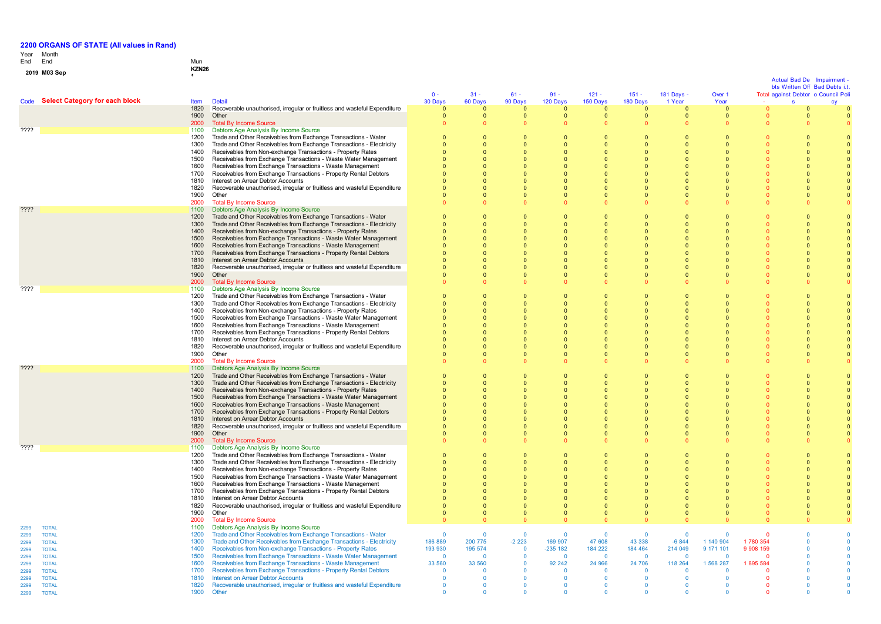**2200 ORGANS OF STATE (All values in Rand)**

Year Month
End End

**2019 M03 Sep**

Mun
**KZN26**
**1**

| Code | Select Category for each block | Item | Detail | 0 - 30 Days | 31 - 60 Days | 61 - 90 Days | 91 - 120 Days | 121 - 150 Days | 151 - 180 Days | 181 Days - 1 Year | Over 1 Year | Total | Actual Bad Debts Written Off against Debtors | Impairment - Bad Debts i.t.o Council Policy |
|---|---|---|---|---|---|---|---|---|---|---|---|---|---|---|
| | | 1820 | Recoverable unauthorised, irregular or fruitless and wasteful Expenditure | 0 | 0 | 0 | 0 | 0 | 0 | 0 | 0 | 0 | 0 | 0 |
| | | 1900 | Other | 0 | 0 | 0 | 0 | 0 | 0 | 0 | 0 | 0 | 0 | 0 |
| | | 2000 | Total By Income Source | 0 | 0 | 0 | 0 | 0 | 0 | 0 | 0 | 0 | 0 | 0 |
| ???? | | 1100 | Debtors Age Analysis By Income Source | | | | | | | | | | | |
| | | 1200 | Trade and Other Receivables from Exchange Transactions - Water | 0 | 0 | 0 | 0 | 0 | 0 | 0 | 0 | 0 | 0 | 0 |
| | | 1300 | Trade and Other Receivables from Exchange Transactions - Electricity | 0 | 0 | 0 | 0 | 0 | 0 | 0 | 0 | 0 | 0 | 0 |
| | | 1400 | Receivables from Non-exchange Transactions - Property Rates | 0 | 0 | 0 | 0 | 0 | 0 | 0 | 0 | 0 | 0 | 0 |
| | | 1500 | Receivables from Exchange Transactions - Waste Water Management | 0 | 0 | 0 | 0 | 0 | 0 | 0 | 0 | 0 | 0 | 0 |
| | | 1600 | Receivables from Exchange Transactions - Waste Management | 0 | 0 | 0 | 0 | 0 | 0 | 0 | 0 | 0 | 0 | 0 |
| | | 1700 | Receivables from Exchange Transactions - Property Rental Debtors | 0 | 0 | 0 | 0 | 0 | 0 | 0 | 0 | 0 | 0 | 0 |
| | | 1810 | Interest on Arrear Debtor Accounts | 0 | 0 | 0 | 0 | 0 | 0 | 0 | 0 | 0 | 0 | 0 |
| | | 1820 | Recoverable unauthorised, irregular or fruitless and wasteful Expenditure | 0 | 0 | 0 | 0 | 0 | 0 | 0 | 0 | 0 | 0 | 0 |
| | | 1900 | Other | 0 | 0 | 0 | 0 | 0 | 0 | 0 | 0 | 0 | 0 | 0 |
| | | 2000 | Total By Income Source | 0 | 0 | 0 | 0 | 0 | 0 | 0 | 0 | 0 | 0 | 0 |
| ???? | | 1100 | Debtors Age Analysis By Income Source | | | | | | | | | | | |
| | | 1200 | Trade and Other Receivables from Exchange Transactions - Water | 0 | 0 | 0 | 0 | 0 | 0 | 0 | 0 | 0 | 0 | 0 |
| | | 1300 | Trade and Other Receivables from Exchange Transactions - Electricity | 0 | 0 | 0 | 0 | 0 | 0 | 0 | 0 | 0 | 0 | 0 |
| | | 1400 | Receivables from Non-exchange Transactions - Property Rates | 0 | 0 | 0 | 0 | 0 | 0 | 0 | 0 | 0 | 0 | 0 |
| | | 1500 | Receivables from Exchange Transactions - Waste Water Management | 0 | 0 | 0 | 0 | 0 | 0 | 0 | 0 | 0 | 0 | 0 |
| | | 1600 | Receivables from Exchange Transactions - Waste Management | 0 | 0 | 0 | 0 | 0 | 0 | 0 | 0 | 0 | 0 | 0 |
| | | 1700 | Receivables from Exchange Transactions - Property Rental Debtors | 0 | 0 | 0 | 0 | 0 | 0 | 0 | 0 | 0 | 0 | 0 |
| | | 1810 | Interest on Arrear Debtor Accounts | 0 | 0 | 0 | 0 | 0 | 0 | 0 | 0 | 0 | 0 | 0 |
| | | 1820 | Recoverable unauthorised, irregular or fruitless and wasteful Expenditure | 0 | 0 | 0 | 0 | 0 | 0 | 0 | 0 | 0 | 0 | 0 |
| | | 1900 | Other | 0 | 0 | 0 | 0 | 0 | 0 | 0 | 0 | 0 | 0 | 0 |
| | | 2000 | Total By Income Source | 0 | 0 | 0 | 0 | 0 | 0 | 0 | 0 | 0 | 0 | 0 |
| ???? | | 1100 | Debtors Age Analysis By Income Source | | | | | | | | | | | |
| | | 1200 | Trade and Other Receivables from Exchange Transactions - Water | 0 | 0 | 0 | 0 | 0 | 0 | 0 | 0 | 0 | 0 | 0 |
| | | 1300 | Trade and Other Receivables from Exchange Transactions - Electricity | 0 | 0 | 0 | 0 | 0 | 0 | 0 | 0 | 0 | 0 | 0 |
| | | 1400 | Receivables from Non-exchange Transactions - Property Rates | 0 | 0 | 0 | 0 | 0 | 0 | 0 | 0 | 0 | 0 | 0 |
| | | 1500 | Receivables from Exchange Transactions - Waste Water Management | 0 | 0 | 0 | 0 | 0 | 0 | 0 | 0 | 0 | 0 | 0 |
| | | 1600 | Receivables from Exchange Transactions - Waste Management | 0 | 0 | 0 | 0 | 0 | 0 | 0 | 0 | 0 | 0 | 0 |
| | | 1700 | Receivables from Exchange Transactions - Property Rental Debtors | 0 | 0 | 0 | 0 | 0 | 0 | 0 | 0 | 0 | 0 | 0 |
| | | 1810 | Interest on Arrear Debtor Accounts | 0 | 0 | 0 | 0 | 0 | 0 | 0 | 0 | 0 | 0 | 0 |
| | | 1820 | Recoverable unauthorised, irregular or fruitless and wasteful Expenditure | 0 | 0 | 0 | 0 | 0 | 0 | 0 | 0 | 0 | 0 | 0 |
| | | 1900 | Other | 0 | 0 | 0 | 0 | 0 | 0 | 0 | 0 | 0 | 0 | 0 |
| | | 2000 | Total By Income Source | 0 | 0 | 0 | 0 | 0 | 0 | 0 | 0 | 0 | 0 | 0 |
| ???? | | 1100 | Debtors Age Analysis By Income Source | | | | | | | | | | | |
| | | 1200 | Trade and Other Receivables from Exchange Transactions - Water | 0 | 0 | 0 | 0 | 0 | 0 | 0 | 0 | 0 | 0 | 0 |
| | | 1300 | Trade and Other Receivables from Exchange Transactions - Electricity | 0 | 0 | 0 | 0 | 0 | 0 | 0 | 0 | 0 | 0 | 0 |
| | | 1400 | Receivables from Non-exchange Transactions - Property Rates | 0 | 0 | 0 | 0 | 0 | 0 | 0 | 0 | 0 | 0 | 0 |
| | | 1500 | Receivables from Exchange Transactions - Waste Water Management | 0 | 0 | 0 | 0 | 0 | 0 | 0 | 0 | 0 | 0 | 0 |
| | | 1600 | Receivables from Exchange Transactions - Waste Management | 0 | 0 | 0 | 0 | 0 | 0 | 0 | 0 | 0 | 0 | 0 |
| | | 1700 | Receivables from Exchange Transactions - Property Rental Debtors | 0 | 0 | 0 | 0 | 0 | 0 | 0 | 0 | 0 | 0 | 0 |
| | | 1810 | Interest on Arrear Debtor Accounts | 0 | 0 | 0 | 0 | 0 | 0 | 0 | 0 | 0 | 0 | 0 |
| | | 1820 | Recoverable unauthorised, irregular or fruitless and wasteful Expenditure | 0 | 0 | 0 | 0 | 0 | 0 | 0 | 0 | 0 | 0 | 0 |
| | | 1900 | Other | 0 | 0 | 0 | 0 | 0 | 0 | 0 | 0 | 0 | 0 | 0 |
| | | 2000 | Total By Income Source | 0 | 0 | 0 | 0 | 0 | 0 | 0 | 0 | 0 | 0 | 0 |
| ???? | | 1100 | Debtors Age Analysis By Income Source | | | | | | | | | | | |
| | | 1200 | Trade and Other Receivables from Exchange Transactions - Water | 0 | 0 | 0 | 0 | 0 | 0 | 0 | 0 | 0 | 0 | 0 |
| | | 1300 | Trade and Other Receivables from Exchange Transactions - Electricity | 0 | 0 | 0 | 0 | 0 | 0 | 0 | 0 | 0 | 0 | 0 |
| | | 1400 | Receivables from Non-exchange Transactions - Property Rates | 0 | 0 | 0 | 0 | 0 | 0 | 0 | 0 | 0 | 0 | 0 |
| | | 1500 | Receivables from Exchange Transactions - Waste Water Management | 0 | 0 | 0 | 0 | 0 | 0 | 0 | 0 | 0 | 0 | 0 |
| | | 1600 | Receivables from Exchange Transactions - Waste Management | 0 | 0 | 0 | 0 | 0 | 0 | 0 | 0 | 0 | 0 | 0 |
| | | 1700 | Receivables from Exchange Transactions - Property Rental Debtors | 0 | 0 | 0 | 0 | 0 | 0 | 0 | 0 | 0 | 0 | 0 |
| | | 1810 | Interest on Arrear Debtor Accounts | 0 | 0 | 0 | 0 | 0 | 0 | 0 | 0 | 0 | 0 | 0 |
| | | 1820 | Recoverable unauthorised, irregular or fruitless and wasteful Expenditure | 0 | 0 | 0 | 0 | 0 | 0 | 0 | 0 | 0 | 0 | 0 |
| | | 1900 | Other | 0 | 0 | 0 | 0 | 0 | 0 | 0 | 0 | 0 | 0 | 0 |
| | | 2000 | Total By Income Source | 0 | 0 | 0 | 0 | 0 | 0 | 0 | 0 | 0 | 0 | 0 |
| ???? | | 1100 | Debtors Age Analysis By Income Source | | | | | | | | | | | |
| | | 1200 | Trade and Other Receivables from Exchange Transactions - Water | 0 | 0 | 0 | 0 | 0 | 0 | 0 | 0 | 0 | 0 | 0 |
| | | 1300 | Trade and Other Receivables from Exchange Transactions - Electricity | 0 | 0 | 0 | 0 | 0 | 0 | 0 | 0 | 0 | 0 | 0 |
| | | 1400 | Receivables from Non-exchange Transactions - Property Rates | 0 | 0 | 0 | 0 | 0 | 0 | 0 | 0 | 0 | 0 | 0 |
| | | 1500 | Receivables from Exchange Transactions - Waste Water Management | 0 | 0 | 0 | 0 | 0 | 0 | 0 | 0 | 0 | 0 | 0 |
| | | 1600 | Receivables from Exchange Transactions - Waste Management | 0 | 0 | 0 | 0 | 0 | 0 | 0 | 0 | 0 | 0 | 0 |
| | | 1700 | Receivables from Exchange Transactions - Property Rental Debtors | 0 | 0 | 0 | 0 | 0 | 0 | 0 | 0 | 0 | 0 | 0 |
| | | 1810 | Interest on Arrear Debtor Accounts | 0 | 0 | 0 | 0 | 0 | 0 | 0 | 0 | 0 | 0 | 0 |
| | | 1820 | Recoverable unauthorised, irregular or fruitless and wasteful Expenditure | 0 | 0 | 0 | 0 | 0 | 0 | 0 | 0 | 0 | 0 | 0 |
| | | 1900 | Other | 0 | 0 | 0 | 0 | 0 | 0 | 0 | 0 | 0 | 0 | 0 |
| | | 2000 | Total By Income Source | 0 | 0 | 0 | 0 | 0 | 0 | 0 | 0 | 0 | 0 | 0 |
| 2299 | TOTAL | 1100 | Debtors Age Analysis By Income Source | | | | | | | | | | | |
| 2299 | TOTAL | 1200 | Trade and Other Receivables from Exchange Transactions - Water | 0 | 0 | 0 | 0 | 0 | 0 | 0 | 0 | 0 | 0 | 0 |
| 2299 | TOTAL | 1300 | Trade and Other Receivables from Exchange Transactions - Electricity | 186 889 | 200 775 | -2 223 | 169 907 | 47 608 | 43 338 | -6 844 | 1 140 904 | 1 780 354 | 0 | 0 |
| 2299 | TOTAL | 1400 | Receivables from Non-exchange Transactions - Property Rates | 193 930 | 195 574 | 0 | -235 182 | 184 222 | 184 464 | 214 049 | 9 171 101 | 9 908 159 | 0 | 0 |
| 2299 | TOTAL | 1500 | Receivables from Exchange Transactions - Waste Water Management | 0 | 0 | 0 | 0 | 0 | 0 | 0 | 0 | 0 | 0 | 0 |
| 2299 | TOTAL | 1600 | Receivables from Exchange Transactions - Waste Management | 33 560 | 33 560 | 0 | 92 242 | 24 966 | 24 706 | 118 264 | 1 568 287 | 1 895 584 | 0 | 0 |
| 2299 | TOTAL | 1700 | Receivables from Exchange Transactions - Property Rental Debtors | 0 | 0 | 0 | 0 | 0 | 0 | 0 | 0 | 0 | 0 | 0 |
| 2299 | TOTAL | 1810 | Interest on Arrear Debtor Accounts | 0 | 0 | 0 | 0 | 0 | 0 | 0 | 0 | 0 | 0 | 0 |
| 2299 | TOTAL | 1820 | Recoverable unauthorised, irregular or fruitless and wasteful Expenditure | 0 | 0 | 0 | 0 | 0 | 0 | 0 | 0 | 0 | 0 | 0 |
| 2299 | TOTAL | 1900 | Other | 0 | 0 | 0 | 0 | 0 | 0 | 0 | 0 | 0 | 0 | 0 |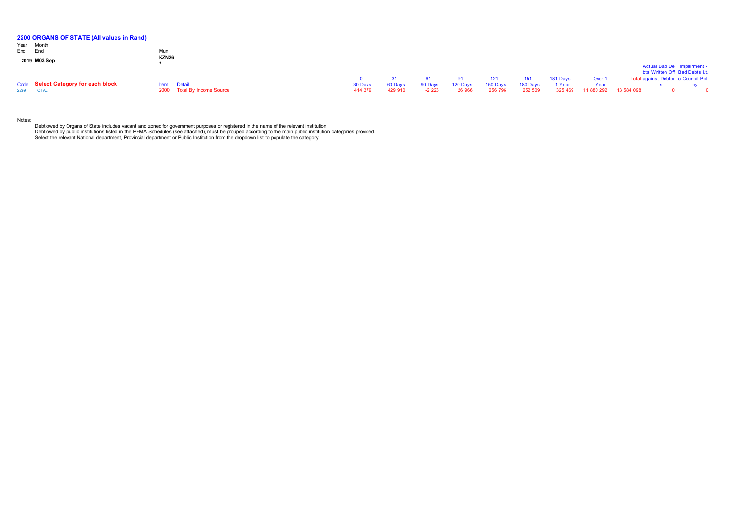## 2200 ORGANS OF STATE (All values in Rand)

| Year End | Month End | Mun |
|---|---|---|
| 2019 | M03 Sep | KZN261 |

| Code | Select Category for each block | Item | Detail | 0 - 30 Days | 31 - 60 Days | 61 - 90 Days | 91 - 120 Days | 121 - 150 Days | 151 - 180 Days | 181 Days - 1 Year | Over 1 Year | Total | Actual Bad Debts Written Off against Debtors | Impairment - Bad Debts i.t.o Council Policy |
|---|---|---|---|---|---|---|---|---|---|---|---|---|---|---|
| 2299 | TOTAL | 2000 | Total By Income Source | 414 379 | 429 910 | -2 223 | 26 966 | 256 796 | 252 509 | 325 469 | 11 880 292 | 13 584 098 | 0 | 0 |

Notes:

Debt owed by Organs of State includes vacant land zoned for government purposes or registered in the name of the relevant institution

Debt owed by public institutions listed in the PFMA Schedules (see attached), must be grouped according to the main public institution categories provided.

Select the relevant National department, Provincial department or Public Institution from the dropdown list to populate the category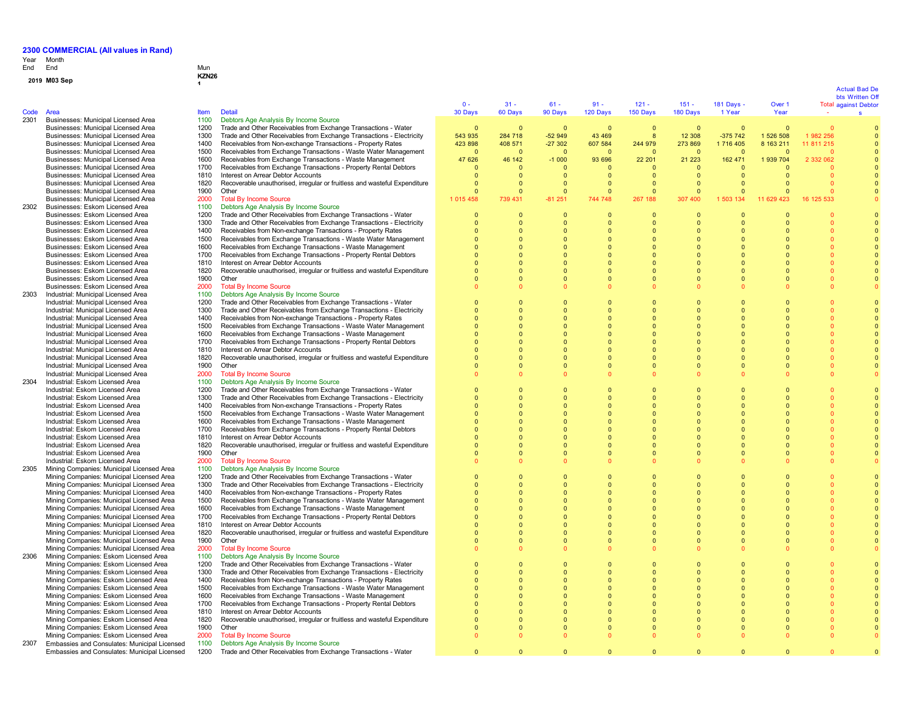# 2300 COMMERCIAL (All values in Rand)

| Year End | Month End | Mun |
|---|---|---|
| 2019 | M03 Sep | KZN261 |

| Code | Area | Item | Detail | 0 - 30 Days | 31 - 60 Days | 61 - 90 Days | 91 - 120 Days | 121 - 150 Days | 151 - 180 Days | 181 Days - 1 Year | Over 1 Year | Total | Actual Bad Debts Written Off against Debtors |
|---|---|---|---|---|---|---|---|---|---|---|---|---|---|
| 2301 | Businesses: Municipal Licensed Area | 1100 | Debtors Age Analysis By Income Source | | | | | | | | | | |
| | Businesses: Municipal Licensed Area | 1200 | Trade and Other Receivables from Exchange Transactions - Water | 0 | 0 | 0 | 0 | 0 | 0 | 0 | 0 | 0 | 0 |
| | Businesses: Municipal Licensed Area | 1300 | Trade and Other Receivables from Exchange Transactions - Electricity | 543 935 | 284 718 | -52 949 | 43 469 | 8 | 12 308 | -375 742 | 1 526 508 | 1 982 256 | 0 |
| | Businesses: Municipal Licensed Area | 1400 | Receivables from Non-exchange Transactions - Property Rates | 423 898 | 408 571 | -27 302 | 607 584 | 244 979 | 273 869 | 1 716 405 | 8 163 211 | 11 811 215 | 0 |
| | Businesses: Municipal Licensed Area | 1500 | Receivables from Exchange Transactions - Waste Water Management | 0 | 0 | 0 | 0 | 0 | 0 | 0 | 0 | 0 | 0 |
| | Businesses: Municipal Licensed Area | 1600 | Receivables from Exchange Transactions - Waste Management | 47 626 | 46 142 | -1 000 | 93 696 | 22 201 | 21 223 | 162 471 | 1 939 704 | 2 332 062 | 0 |
| | Businesses: Municipal Licensed Area | 1700 | Receivables from Exchange Transactions - Property Rental Debtors | 0 | 0 | 0 | 0 | 0 | 0 | 0 | 0 | 0 | 0 |
| | Businesses: Municipal Licensed Area | 1810 | Interest on Arrear Debtor Accounts | 0 | 0 | 0 | 0 | 0 | 0 | 0 | 0 | 0 | 0 |
| | Businesses: Municipal Licensed Area | 1820 | Recoverable unauthorised, irregular or fruitless and wasteful Expenditure | 0 | 0 | 0 | 0 | 0 | 0 | 0 | 0 | 0 | 0 |
| | Businesses: Municipal Licensed Area | 1900 | Other | 0 | 0 | 0 | 0 | 0 | 0 | 0 | 0 | 0 | 0 |
| | Businesses: Municipal Licensed Area | 2000 | Total By Income Source | 1 015 458 | 739 431 | -81 251 | 744 748 | 267 188 | 307 400 | 1 503 134 | 11 629 423 | 16 125 533 | 0 |
| 2302 | Businesses: Eskom Licensed Area | 1100 | Debtors Age Analysis By Income Source | | | | | | | | | | |
| | Businesses: Eskom Licensed Area | 1200 | Trade and Other Receivables from Exchange Transactions - Water | 0 | 0 | 0 | 0 | 0 | 0 | 0 | 0 | 0 | 0 |
| | Businesses: Eskom Licensed Area | 1300 | Trade and Other Receivables from Exchange Transactions - Electricity | 0 | 0 | 0 | 0 | 0 | 0 | 0 | 0 | 0 | 0 |
| | Businesses: Eskom Licensed Area | 1400 | Receivables from Non-exchange Transactions - Property Rates | 0 | 0 | 0 | 0 | 0 | 0 | 0 | 0 | 0 | 0 |
| | Businesses: Eskom Licensed Area | 1500 | Receivables from Exchange Transactions - Waste Water Management | 0 | 0 | 0 | 0 | 0 | 0 | 0 | 0 | 0 | 0 |
| | Businesses: Eskom Licensed Area | 1600 | Receivables from Exchange Transactions - Waste Management | 0 | 0 | 0 | 0 | 0 | 0 | 0 | 0 | 0 | 0 |
| | Businesses: Eskom Licensed Area | 1700 | Receivables from Exchange Transactions - Property Rental Debtors | 0 | 0 | 0 | 0 | 0 | 0 | 0 | 0 | 0 | 0 |
| | Businesses: Eskom Licensed Area | 1810 | Interest on Arrear Debtor Accounts | 0 | 0 | 0 | 0 | 0 | 0 | 0 | 0 | 0 | 0 |
| | Businesses: Eskom Licensed Area | 1820 | Recoverable unauthorised, irregular or fruitless and wasteful Expenditure | 0 | 0 | 0 | 0 | 0 | 0 | 0 | 0 | 0 | 0 |
| | Businesses: Eskom Licensed Area | 1900 | Other | 0 | 0 | 0 | 0 | 0 | 0 | 0 | 0 | 0 | 0 |
| | Businesses: Eskom Licensed Area | 2000 | Total By Income Source | 0 | 0 | 0 | 0 | 0 | 0 | 0 | 0 | 0 | 0 |
| 2303 | Industrial: Municipal Licensed Area | 1100 | Debtors Age Analysis By Income Source | | | | | | | | | | |
| | Industrial: Municipal Licensed Area | 1200 | Trade and Other Receivables from Exchange Transactions - Water | 0 | 0 | 0 | 0 | 0 | 0 | 0 | 0 | 0 | 0 |
| | Industrial: Municipal Licensed Area | 1300 | Trade and Other Receivables from Exchange Transactions - Electricity | 0 | 0 | 0 | 0 | 0 | 0 | 0 | 0 | 0 | 0 |
| | Industrial: Municipal Licensed Area | 1400 | Receivables from Non-exchange Transactions - Property Rates | 0 | 0 | 0 | 0 | 0 | 0 | 0 | 0 | 0 | 0 |
| | Industrial: Municipal Licensed Area | 1500 | Receivables from Exchange Transactions - Waste Water Management | 0 | 0 | 0 | 0 | 0 | 0 | 0 | 0 | 0 | 0 |
| | Industrial: Municipal Licensed Area | 1600 | Receivables from Exchange Transactions - Waste Management | 0 | 0 | 0 | 0 | 0 | 0 | 0 | 0 | 0 | 0 |
| | Industrial: Municipal Licensed Area | 1700 | Receivables from Exchange Transactions - Property Rental Debtors | 0 | 0 | 0 | 0 | 0 | 0 | 0 | 0 | 0 | 0 |
| | Industrial: Municipal Licensed Area | 1810 | Interest on Arrear Debtor Accounts | 0 | 0 | 0 | 0 | 0 | 0 | 0 | 0 | 0 | 0 |
| | Industrial: Municipal Licensed Area | 1820 | Recoverable unauthorised, irregular or fruitless and wasteful Expenditure | 0 | 0 | 0 | 0 | 0 | 0 | 0 | 0 | 0 | 0 |
| | Industrial: Municipal Licensed Area | 1900 | Other | 0 | 0 | 0 | 0 | 0 | 0 | 0 | 0 | 0 | 0 |
| | Industrial: Municipal Licensed Area | 2000 | Total By Income Source | 0 | 0 | 0 | 0 | 0 | 0 | 0 | 0 | 0 | 0 |
| 2304 | Industrial: Eskom Licensed Area | 1100 | Debtors Age Analysis By Income Source | | | | | | | | | | |
| | Industrial: Eskom Licensed Area | 1200 | Trade and Other Receivables from Exchange Transactions - Water | 0 | 0 | 0 | 0 | 0 | 0 | 0 | 0 | 0 | 0 |
| | Industrial: Eskom Licensed Area | 1300 | Trade and Other Receivables from Exchange Transactions - Electricity | 0 | 0 | 0 | 0 | 0 | 0 | 0 | 0 | 0 | 0 |
| | Industrial: Eskom Licensed Area | 1400 | Receivables from Non-exchange Transactions - Property Rates | 0 | 0 | 0 | 0 | 0 | 0 | 0 | 0 | 0 | 0 |
| | Industrial: Eskom Licensed Area | 1500 | Receivables from Exchange Transactions - Waste Water Management | 0 | 0 | 0 | 0 | 0 | 0 | 0 | 0 | 0 | 0 |
| | Industrial: Eskom Licensed Area | 1600 | Receivables from Exchange Transactions - Waste Management | 0 | 0 | 0 | 0 | 0 | 0 | 0 | 0 | 0 | 0 |
| | Industrial: Eskom Licensed Area | 1700 | Receivables from Exchange Transactions - Property Rental Debtors | 0 | 0 | 0 | 0 | 0 | 0 | 0 | 0 | 0 | 0 |
| | Industrial: Eskom Licensed Area | 1810 | Interest on Arrear Debtor Accounts | 0 | 0 | 0 | 0 | 0 | 0 | 0 | 0 | 0 | 0 |
| | Industrial: Eskom Licensed Area | 1820 | Recoverable unauthorised, irregular or fruitless and wasteful Expenditure | 0 | 0 | 0 | 0 | 0 | 0 | 0 | 0 | 0 | 0 |
| | Industrial: Eskom Licensed Area | 1900 | Other | 0 | 0 | 0 | 0 | 0 | 0 | 0 | 0 | 0 | 0 |
| | Industrial: Eskom Licensed Area | 2000 | Total By Income Source | 0 | 0 | 0 | 0 | 0 | 0 | 0 | 0 | 0 | 0 |
| 2305 | Mining Companies: Municipal Licensed Area | 1100 | Debtors Age Analysis By Income Source | | | | | | | | | | |
| | Mining Companies: Municipal Licensed Area | 1200 | Trade and Other Receivables from Exchange Transactions - Water | 0 | 0 | 0 | 0 | 0 | 0 | 0 | 0 | 0 | 0 |
| | Mining Companies: Municipal Licensed Area | 1300 | Trade and Other Receivables from Exchange Transactions - Electricity | 0 | 0 | 0 | 0 | 0 | 0 | 0 | 0 | 0 | 0 |
| | Mining Companies: Municipal Licensed Area | 1400 | Receivables from Non-exchange Transactions - Property Rates | 0 | 0 | 0 | 0 | 0 | 0 | 0 | 0 | 0 | 0 |
| | Mining Companies: Municipal Licensed Area | 1500 | Receivables from Exchange Transactions - Waste Water Management | 0 | 0 | 0 | 0 | 0 | 0 | 0 | 0 | 0 | 0 |
| | Mining Companies: Municipal Licensed Area | 1600 | Receivables from Exchange Transactions - Waste Management | 0 | 0 | 0 | 0 | 0 | 0 | 0 | 0 | 0 | 0 |
| | Mining Companies: Municipal Licensed Area | 1700 | Receivables from Exchange Transactions - Property Rental Debtors | 0 | 0 | 0 | 0 | 0 | 0 | 0 | 0 | 0 | 0 |
| | Mining Companies: Municipal Licensed Area | 1810 | Interest on Arrear Debtor Accounts | 0 | 0 | 0 | 0 | 0 | 0 | 0 | 0 | 0 | 0 |
| | Mining Companies: Municipal Licensed Area | 1820 | Recoverable unauthorised, irregular or fruitless and wasteful Expenditure | 0 | 0 | 0 | 0 | 0 | 0 | 0 | 0 | 0 | 0 |
| | Mining Companies: Municipal Licensed Area | 1900 | Other | 0 | 0 | 0 | 0 | 0 | 0 | 0 | 0 | 0 | 0 |
| | Mining Companies: Municipal Licensed Area | 2000 | Total By Income Source | 0 | 0 | 0 | 0 | 0 | 0 | 0 | 0 | 0 | 0 |
| 2306 | Mining Companies: Eskom Licensed Area | 1100 | Debtors Age Analysis By Income Source | | | | | | | | | | |
| | Mining Companies: Eskom Licensed Area | 1200 | Trade and Other Receivables from Exchange Transactions - Water | 0 | 0 | 0 | 0 | 0 | 0 | 0 | 0 | 0 | 0 |
| | Mining Companies: Eskom Licensed Area | 1300 | Trade and Other Receivables from Exchange Transactions - Electricity | 0 | 0 | 0 | 0 | 0 | 0 | 0 | 0 | 0 | 0 |
| | Mining Companies: Eskom Licensed Area | 1400 | Receivables from Non-exchange Transactions - Property Rates | 0 | 0 | 0 | 0 | 0 | 0 | 0 | 0 | 0 | 0 |
| | Mining Companies: Eskom Licensed Area | 1500 | Receivables from Exchange Transactions - Waste Water Management | 0 | 0 | 0 | 0 | 0 | 0 | 0 | 0 | 0 | 0 |
| | Mining Companies: Eskom Licensed Area | 1600 | Receivables from Exchange Transactions - Waste Management | 0 | 0 | 0 | 0 | 0 | 0 | 0 | 0 | 0 | 0 |
| | Mining Companies: Eskom Licensed Area | 1700 | Receivables from Exchange Transactions - Property Rental Debtors | 0 | 0 | 0 | 0 | 0 | 0 | 0 | 0 | 0 | 0 |
| | Mining Companies: Eskom Licensed Area | 1810 | Interest on Arrear Debtor Accounts | 0 | 0 | 0 | 0 | 0 | 0 | 0 | 0 | 0 | 0 |
| | Mining Companies: Eskom Licensed Area | 1820 | Recoverable unauthorised, irregular or fruitless and wasteful Expenditure | 0 | 0 | 0 | 0 | 0 | 0 | 0 | 0 | 0 | 0 |
| | Mining Companies: Eskom Licensed Area | 1900 | Other | 0 | 0 | 0 | 0 | 0 | 0 | 0 | 0 | 0 | 0 |
| | Mining Companies: Eskom Licensed Area | 2000 | Total By Income Source | 0 | 0 | 0 | 0 | 0 | 0 | 0 | 0 | 0 | 0 |
| 2307 | Embassies and Consulates: Municipal Licensed | 1100 | Debtors Age Analysis By Income Source | | | | | | | | | | |
| | Embassies and Consulates: Municipal Licensed | 1200 | Trade and Other Receivables from Exchange Transactions - Water | 0 | 0 | 0 | 0 | 0 | 0 | 0 | 0 | 0 | 0 |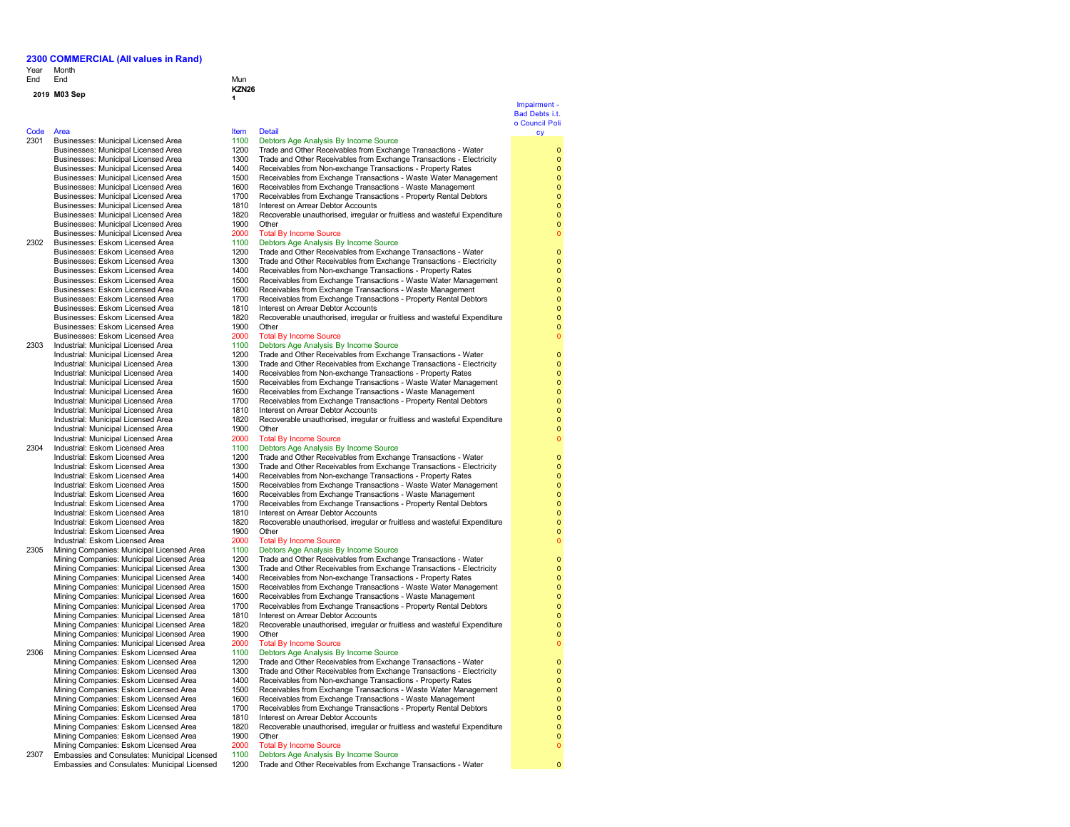## 2300 COMMERCIAL (All values in Rand)

| Year End | Month End | Mun |
|---|---|---|
| 2019 | M03 Sep | KZN261 |

| Code | Area | Item | Detail | Impairment - Bad Debts i.t.o Council Policy |
|---|---|---|---|---|
| 2301 | Businesses: Municipal Licensed Area | 1100 | Debtors Age Analysis By Income Source | |
| | Businesses: Municipal Licensed Area | 1200 | Trade and Other Receivables from Exchange Transactions - Water | 0 |
| | Businesses: Municipal Licensed Area | 1300 | Trade and Other Receivables from Exchange Transactions - Electricity | 0 |
| | Businesses: Municipal Licensed Area | 1400 | Receivables from Non-exchange Transactions - Property Rates | 0 |
| | Businesses: Municipal Licensed Area | 1500 | Receivables from Exchange Transactions - Waste Water Management | 0 |
| | Businesses: Municipal Licensed Area | 1600 | Receivables from Exchange Transactions - Waste Management | 0 |
| | Businesses: Municipal Licensed Area | 1700 | Receivables from Exchange Transactions - Property Rental Debtors | 0 |
| | Businesses: Municipal Licensed Area | 1810 | Interest on Arrear Debtor Accounts | 0 |
| | Businesses: Municipal Licensed Area | 1820 | Recoverable unauthorised, irregular or fruitless and wasteful Expenditure | 0 |
| | Businesses: Municipal Licensed Area | 1900 | Other | 0 |
| | Businesses: Municipal Licensed Area | 2000 | Total By Income Source | 0 |
| 2302 | Businesses: Eskom Licensed Area | 1100 | Debtors Age Analysis By Income Source | |
| | Businesses: Eskom Licensed Area | 1200 | Trade and Other Receivables from Exchange Transactions - Water | 0 |
| | Businesses: Eskom Licensed Area | 1300 | Trade and Other Receivables from Exchange Transactions - Electricity | 0 |
| | Businesses: Eskom Licensed Area | 1400 | Receivables from Non-exchange Transactions - Property Rates | 0 |
| | Businesses: Eskom Licensed Area | 1500 | Receivables from Exchange Transactions - Waste Water Management | 0 |
| | Businesses: Eskom Licensed Area | 1600 | Receivables from Exchange Transactions - Waste Management | 0 |
| | Businesses: Eskom Licensed Area | 1700 | Receivables from Exchange Transactions - Property Rental Debtors | 0 |
| | Businesses: Eskom Licensed Area | 1810 | Interest on Arrear Debtor Accounts | 0 |
| | Businesses: Eskom Licensed Area | 1820 | Recoverable unauthorised, irregular or fruitless and wasteful Expenditure | 0 |
| | Businesses: Eskom Licensed Area | 1900 | Other | 0 |
| | Businesses: Eskom Licensed Area | 2000 | Total By Income Source | 0 |
| 2303 | Industrial: Municipal Licensed Area | 1100 | Debtors Age Analysis By Income Source | |
| | Industrial: Municipal Licensed Area | 1200 | Trade and Other Receivables from Exchange Transactions - Water | 0 |
| | Industrial: Municipal Licensed Area | 1300 | Trade and Other Receivables from Exchange Transactions - Electricity | 0 |
| | Industrial: Municipal Licensed Area | 1400 | Receivables from Non-exchange Transactions - Property Rates | 0 |
| | Industrial: Municipal Licensed Area | 1500 | Receivables from Exchange Transactions - Waste Water Management | 0 |
| | Industrial: Municipal Licensed Area | 1600 | Receivables from Exchange Transactions - Waste Management | 0 |
| | Industrial: Municipal Licensed Area | 1700 | Receivables from Exchange Transactions - Property Rental Debtors | 0 |
| | Industrial: Municipal Licensed Area | 1810 | Interest on Arrear Debtor Accounts | 0 |
| | Industrial: Municipal Licensed Area | 1820 | Recoverable unauthorised, irregular or fruitless and wasteful Expenditure | 0 |
| | Industrial: Municipal Licensed Area | 1900 | Other | 0 |
| | Industrial: Municipal Licensed Area | 2000 | Total By Income Source | 0 |
| 2304 | Industrial: Eskom Licensed Area | 1100 | Debtors Age Analysis By Income Source | |
| | Industrial: Eskom Licensed Area | 1200 | Trade and Other Receivables from Exchange Transactions - Water | 0 |
| | Industrial: Eskom Licensed Area | 1300 | Trade and Other Receivables from Exchange Transactions - Electricity | 0 |
| | Industrial: Eskom Licensed Area | 1400 | Receivables from Non-exchange Transactions - Property Rates | 0 |
| | Industrial: Eskom Licensed Area | 1500 | Receivables from Exchange Transactions - Waste Water Management | 0 |
| | Industrial: Eskom Licensed Area | 1600 | Receivables from Exchange Transactions - Waste Management | 0 |
| | Industrial: Eskom Licensed Area | 1700 | Receivables from Exchange Transactions - Property Rental Debtors | 0 |
| | Industrial: Eskom Licensed Area | 1810 | Interest on Arrear Debtor Accounts | 0 |
| | Industrial: Eskom Licensed Area | 1820 | Recoverable unauthorised, irregular or fruitless and wasteful Expenditure | 0 |
| | Industrial: Eskom Licensed Area | 1900 | Other | 0 |
| | Industrial: Eskom Licensed Area | 2000 | Total By Income Source | 0 |
| 2305 | Mining Companies: Municipal Licensed Area | 1100 | Debtors Age Analysis By Income Source | |
| | Mining Companies: Municipal Licensed Area | 1200 | Trade and Other Receivables from Exchange Transactions - Water | 0 |
| | Mining Companies: Municipal Licensed Area | 1300 | Trade and Other Receivables from Exchange Transactions - Electricity | 0 |
| | Mining Companies: Municipal Licensed Area | 1400 | Receivables from Non-exchange Transactions - Property Rates | 0 |
| | Mining Companies: Municipal Licensed Area | 1500 | Receivables from Exchange Transactions - Waste Water Management | 0 |
| | Mining Companies: Municipal Licensed Area | 1600 | Receivables from Exchange Transactions - Waste Management | 0 |
| | Mining Companies: Municipal Licensed Area | 1700 | Receivables from Exchange Transactions - Property Rental Debtors | 0 |
| | Mining Companies: Municipal Licensed Area | 1810 | Interest on Arrear Debtor Accounts | 0 |
| | Mining Companies: Municipal Licensed Area | 1820 | Recoverable unauthorised, irregular or fruitless and wasteful Expenditure | 0 |
| | Mining Companies: Municipal Licensed Area | 1900 | Other | 0 |
| | Mining Companies: Municipal Licensed Area | 2000 | Total By Income Source | 0 |
| 2306 | Mining Companies: Eskom Licensed Area | 1100 | Debtors Age Analysis By Income Source | |
| | Mining Companies: Eskom Licensed Area | 1200 | Trade and Other Receivables from Exchange Transactions - Water | 0 |
| | Mining Companies: Eskom Licensed Area | 1300 | Trade and Other Receivables from Exchange Transactions - Electricity | 0 |
| | Mining Companies: Eskom Licensed Area | 1400 | Receivables from Non-exchange Transactions - Property Rates | 0 |
| | Mining Companies: Eskom Licensed Area | 1500 | Receivables from Exchange Transactions - Waste Water Management | 0 |
| | Mining Companies: Eskom Licensed Area | 1600 | Receivables from Exchange Transactions - Waste Management | 0 |
| | Mining Companies: Eskom Licensed Area | 1700 | Receivables from Exchange Transactions - Property Rental Debtors | 0 |
| | Mining Companies: Eskom Licensed Area | 1810 | Interest on Arrear Debtor Accounts | 0 |
| | Mining Companies: Eskom Licensed Area | 1820 | Recoverable unauthorised, irregular or fruitless and wasteful Expenditure | 0 |
| | Mining Companies: Eskom Licensed Area | 1900 | Other | 0 |
| | Mining Companies: Eskom Licensed Area | 2000 | Total By Income Source | 0 |
| 2307 | Embassies and Consulates: Municipal Licensed | 1100 | Debtors Age Analysis By Income Source | |
| | Embassies and Consulates: Municipal Licensed | 1200 | Trade and Other Receivables from Exchange Transactions - Water | 0 |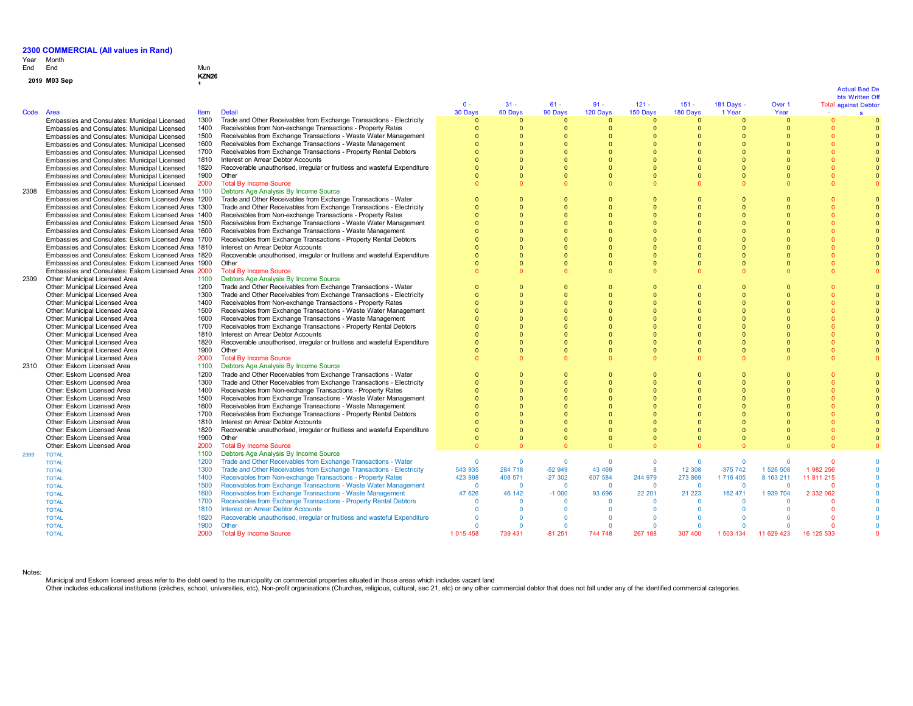# 2300 COMMERCIAL (All values in Rand)

| Year End | Month End | Mun |
|---|---|---|
| 2019 | M03 Sep | KZN261 |

| Code | Area | Item | Detail | 0 - 30 Days | 31 - 60 Days | 61 - 90 Days | 91 - 120 Days | 121 - 150 Days | 151 - 180 Days | 181 Days - 1 Year | Over 1 Year | Total | Actual Bad Debts Written Off against Debtors |
|---|---|---|---|---|---|---|---|---|---|---|---|---|---|
| | Embassies and Consulates: Municipal Licensed | 1300 | Trade and Other Receivables from Exchange Transactions - Electricity | 0 | 0 | 0 | 0 | 0 | 0 | 0 | 0 | 0 | 0 |
| | Embassies and Consulates: Municipal Licensed | 1400 | Receivables from Non-exchange Transactions - Property Rates | 0 | 0 | 0 | 0 | 0 | 0 | 0 | 0 | 0 | 0 |
| | Embassies and Consulates: Municipal Licensed | 1500 | Receivables from Exchange Transactions - Waste Water Management | 0 | 0 | 0 | 0 | 0 | 0 | 0 | 0 | 0 | 0 |
| | Embassies and Consulates: Municipal Licensed | 1600 | Receivables from Exchange Transactions - Waste Management | 0 | 0 | 0 | 0 | 0 | 0 | 0 | 0 | 0 | 0 |
| | Embassies and Consulates: Municipal Licensed | 1700 | Receivables from Exchange Transactions - Property Rental Debtors | 0 | 0 | 0 | 0 | 0 | 0 | 0 | 0 | 0 | 0 |
| | Embassies and Consulates: Municipal Licensed | 1810 | Interest on Arrear Debtor Accounts | 0 | 0 | 0 | 0 | 0 | 0 | 0 | 0 | 0 | 0 |
| | Embassies and Consulates: Municipal Licensed | 1820 | Recoverable unauthorised, irregular or fruitless and wasteful Expenditure | 0 | 0 | 0 | 0 | 0 | 0 | 0 | 0 | 0 | 0 |
| | Embassies and Consulates: Municipal Licensed | 1900 | Other | 0 | 0 | 0 | 0 | 0 | 0 | 0 | 0 | 0 | 0 |
| | Embassies and Consulates: Municipal Licensed | 2000 | Total By Income Source | 0 | 0 | 0 | 0 | 0 | 0 | 0 | 0 | 0 | 0 |
| 2308 | Embassies and Consulates: Eskom Licensed Area | 1100 | Debtors Age Analysis By Income Source | | | | | | | | | | |
| | Embassies and Consulates: Eskom Licensed Area | 1200 | Trade and Other Receivables from Exchange Transactions - Water | 0 | 0 | 0 | 0 | 0 | 0 | 0 | 0 | 0 | 0 |
| | Embassies and Consulates: Eskom Licensed Area | 1300 | Trade and Other Receivables from Exchange Transactions - Electricity | 0 | 0 | 0 | 0 | 0 | 0 | 0 | 0 | 0 | 0 |
| | Embassies and Consulates: Eskom Licensed Area | 1400 | Receivables from Non-exchange Transactions - Property Rates | 0 | 0 | 0 | 0 | 0 | 0 | 0 | 0 | 0 | 0 |
| | Embassies and Consulates: Eskom Licensed Area | 1500 | Receivables from Exchange Transactions - Waste Water Management | 0 | 0 | 0 | 0 | 0 | 0 | 0 | 0 | 0 | 0 |
| | Embassies and Consulates: Eskom Licensed Area | 1600 | Receivables from Exchange Transactions - Waste Management | 0 | 0 | 0 | 0 | 0 | 0 | 0 | 0 | 0 | 0 |
| | Embassies and Consulates: Eskom Licensed Area | 1700 | Receivables from Exchange Transactions - Property Rental Debtors | 0 | 0 | 0 | 0 | 0 | 0 | 0 | 0 | 0 | 0 |
| | Embassies and Consulates: Eskom Licensed Area | 1810 | Interest on Arrear Debtor Accounts | 0 | 0 | 0 | 0 | 0 | 0 | 0 | 0 | 0 | 0 |
| | Embassies and Consulates: Eskom Licensed Area | 1820 | Recoverable unauthorised, irregular or fruitless and wasteful Expenditure | 0 | 0 | 0 | 0 | 0 | 0 | 0 | 0 | 0 | 0 |
| | Embassies and Consulates: Eskom Licensed Area | 1900 | Other | 0 | 0 | 0 | 0 | 0 | 0 | 0 | 0 | 0 | 0 |
| | Embassies and Consulates: Eskom Licensed Area | 2000 | Total By Income Source | 0 | 0 | 0 | 0 | 0 | 0 | 0 | 0 | 0 | 0 |
| 2309 | Other: Municipal Licensed Area | 1100 | Debtors Age Analysis By Income Source | | | | | | | | | | |
| | Other: Municipal Licensed Area | 1200 | Trade and Other Receivables from Exchange Transactions - Water | 0 | 0 | 0 | 0 | 0 | 0 | 0 | 0 | 0 | 0 |
| | Other: Municipal Licensed Area | 1300 | Trade and Other Receivables from Exchange Transactions - Electricity | 0 | 0 | 0 | 0 | 0 | 0 | 0 | 0 | 0 | 0 |
| | Other: Municipal Licensed Area | 1400 | Receivables from Non-exchange Transactions - Property Rates | 0 | 0 | 0 | 0 | 0 | 0 | 0 | 0 | 0 | 0 |
| | Other: Municipal Licensed Area | 1500 | Receivables from Exchange Transactions - Waste Water Management | 0 | 0 | 0 | 0 | 0 | 0 | 0 | 0 | 0 | 0 |
| | Other: Municipal Licensed Area | 1600 | Receivables from Exchange Transactions - Waste Management | 0 | 0 | 0 | 0 | 0 | 0 | 0 | 0 | 0 | 0 |
| | Other: Municipal Licensed Area | 1700 | Receivables from Exchange Transactions - Property Rental Debtors | 0 | 0 | 0 | 0 | 0 | 0 | 0 | 0 | 0 | 0 |
| | Other: Municipal Licensed Area | 1810 | Interest on Arrear Debtor Accounts | 0 | 0 | 0 | 0 | 0 | 0 | 0 | 0 | 0 | 0 |
| | Other: Municipal Licensed Area | 1820 | Recoverable unauthorised, irregular or fruitless and wasteful Expenditure | 0 | 0 | 0 | 0 | 0 | 0 | 0 | 0 | 0 | 0 |
| | Other: Municipal Licensed Area | 1900 | Other | 0 | 0 | 0 | 0 | 0 | 0 | 0 | 0 | 0 | 0 |
| | Other: Municipal Licensed Area | 2000 | Total By Income Source | 0 | 0 | 0 | 0 | 0 | 0 | 0 | 0 | 0 | 0 |
| 2310 | Other: Eskom Licensed Area | 1100 | Debtors Age Analysis By Income Source | | | | | | | | | | |
| | Other: Eskom Licensed Area | 1200 | Trade and Other Receivables from Exchange Transactions - Water | 0 | 0 | 0 | 0 | 0 | 0 | 0 | 0 | 0 | 0 |
| | Other: Eskom Licensed Area | 1300 | Trade and Other Receivables from Exchange Transactions - Electricity | 0 | 0 | 0 | 0 | 0 | 0 | 0 | 0 | 0 | 0 |
| | Other: Eskom Licensed Area | 1400 | Receivables from Non-exchange Transactions - Property Rates | 0 | 0 | 0 | 0 | 0 | 0 | 0 | 0 | 0 | 0 |
| | Other: Eskom Licensed Area | 1500 | Receivables from Exchange Transactions - Waste Water Management | 0 | 0 | 0 | 0 | 0 | 0 | 0 | 0 | 0 | 0 |
| | Other: Eskom Licensed Area | 1600 | Receivables from Exchange Transactions - Waste Management | 0 | 0 | 0 | 0 | 0 | 0 | 0 | 0 | 0 | 0 |
| | Other: Eskom Licensed Area | 1700 | Receivables from Exchange Transactions - Property Rental Debtors | 0 | 0 | 0 | 0 | 0 | 0 | 0 | 0 | 0 | 0 |
| | Other: Eskom Licensed Area | 1810 | Interest on Arrear Debtor Accounts | 0 | 0 | 0 | 0 | 0 | 0 | 0 | 0 | 0 | 0 |
| | Other: Eskom Licensed Area | 1820 | Recoverable unauthorised, irregular or fruitless and wasteful Expenditure | 0 | 0 | 0 | 0 | 0 | 0 | 0 | 0 | 0 | 0 |
| | Other: Eskom Licensed Area | 1900 | Other | 0 | 0 | 0 | 0 | 0 | 0 | 0 | 0 | 0 | 0 |
| | Other: Eskom Licensed Area | 2000 | Total By Income Source | 0 | 0 | 0 | 0 | 0 | 0 | 0 | 0 | 0 | 0 |
| 2399 | TOTAL | 1100 | Debtors Age Analysis By Income Source | | | | | | | | | | |
| | TOTAL | 1200 | Trade and Other Receivables from Exchange Transactions - Water | 0 | 0 | 0 | 0 | 0 | 0 | 0 | 0 | 0 | 0 |
| | TOTAL | 1300 | Trade and Other Receivables from Exchange Transactions - Electricity | 543 935 | 284 718 | -52 949 | 43 469 | 8 | 12 308 | -375 742 | 1 526 508 | 1 982 256 | 0 |
| | TOTAL | 1400 | Receivables from Non-exchange Transactions - Property Rates | 423 898 | 408 571 | -27 302 | 607 584 | 244 979 | 273 869 | 1 716 405 | 8 163 211 | 11 811 215 | 0 |
| | TOTAL | 1500 | Receivables from Exchange Transactions - Waste Water Management | 0 | 0 | 0 | 0 | 0 | 0 | 0 | 0 | 0 | 0 |
| | TOTAL | 1600 | Receivables from Exchange Transactions - Waste Management | 47 626 | 46 142 | -1 000 | 93 696 | 22 201 | 21 223 | 162 471 | 1 939 704 | 2 332 062 | 0 |
| | TOTAL | 1700 | Receivables from Exchange Transactions - Property Rental Debtors | 0 | 0 | 0 | 0 | 0 | 0 | 0 | 0 | 0 | 0 |
| | TOTAL | 1810 | Interest on Arrear Debtor Accounts | 0 | 0 | 0 | 0 | 0 | 0 | 0 | 0 | 0 | 0 |
| | TOTAL | 1820 | Recoverable unauthorised, irregular or fruitless and wasteful Expenditure | 0 | 0 | 0 | 0 | 0 | 0 | 0 | 0 | 0 | 0 |
| | TOTAL | 1900 | Other | 0 | 0 | 0 | 0 | 0 | 0 | 0 | 0 | 0 | 0 |
| | TOTAL | 2000 | Total By Income Source | 1 015 458 | 739 431 | -81 251 | 744 748 | 267 188 | 307 400 | 1 503 134 | 11 629 423 | 16 125 533 | 0 |

Notes:

Municipal and Eskom licensed areas refer to the debt owed to the municipality on commercial properties situated in those areas which includes vacant land

Other includes educational institutions (crèches, school, universities, etc), Non-profit organisations (Churches, religious, cultural, sec 21, etc) or any other commercial debtor that does not fall under any of the identified commercial categories.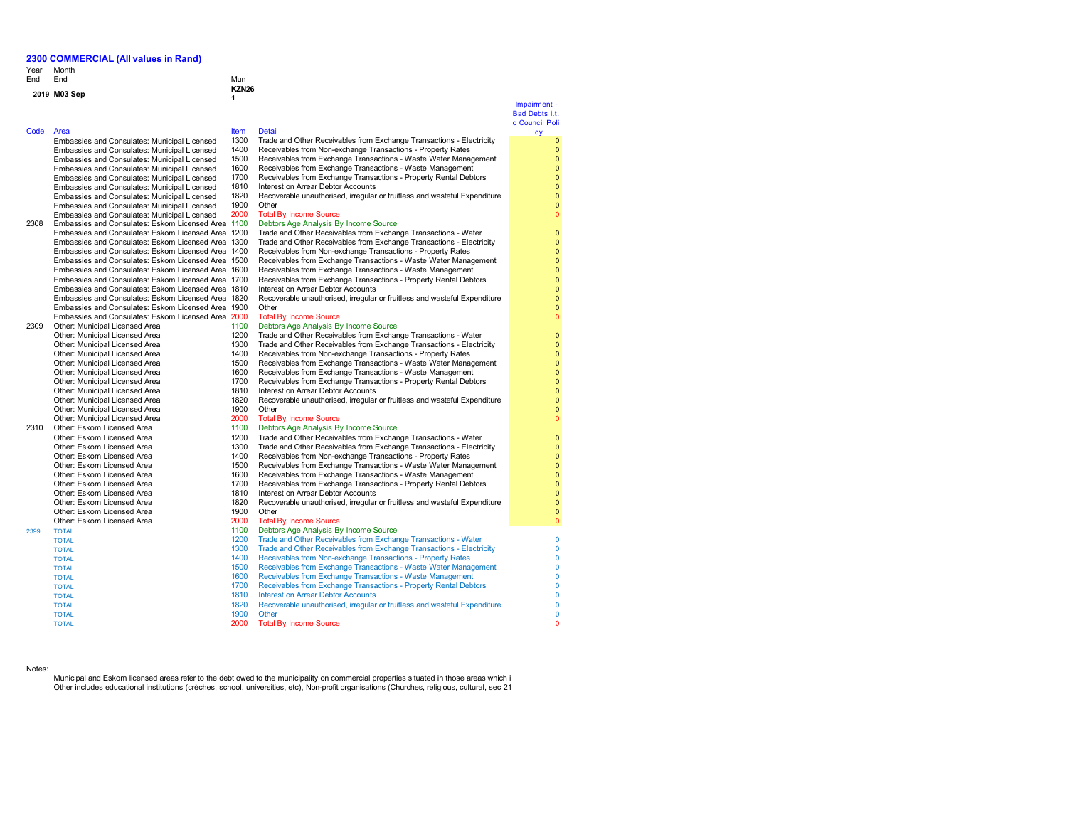## 2300 COMMERCIAL (All values in Rand)

| Year End | Month End | Mun |
|---|---|---|
| 2019 | M03 Sep | KZN261 |

| Code | Area | Item | Detail | Impairment - Bad Debts i.t.o Council Policy |
|---|---|---|---|---|
| | Embassies and Consulates: Municipal Licensed | 1300 | Trade and Other Receivables from Exchange Transactions - Electricity | 0 |
| | Embassies and Consulates: Municipal Licensed | 1400 | Receivables from Non-exchange Transactions - Property Rates | 0 |
| | Embassies and Consulates: Municipal Licensed | 1500 | Receivables from Exchange Transactions - Waste Water Management | 0 |
| | Embassies and Consulates: Municipal Licensed | 1600 | Receivables from Exchange Transactions - Waste Management | 0 |
| | Embassies and Consulates: Municipal Licensed | 1700 | Receivables from Exchange Transactions - Property Rental Debtors | 0 |
| | Embassies and Consulates: Municipal Licensed | 1810 | Interest on Arrear Debtor Accounts | 0 |
| | Embassies and Consulates: Municipal Licensed | 1820 | Recoverable unauthorised, irregular or fruitless and wasteful Expenditure | 0 |
| | Embassies and Consulates: Municipal Licensed | 1900 | Other | 0 |
| | Embassies and Consulates: Municipal Licensed | 2000 | Total By Income Source | 0 |
| 2308 | Embassies and Consulates: Eskom Licensed Area | 1100 | Debtors Age Analysis By Income Source | |
| | Embassies and Consulates: Eskom Licensed Area | 1200 | Trade and Other Receivables from Exchange Transactions - Water | 0 |
| | Embassies and Consulates: Eskom Licensed Area | 1300 | Trade and Other Receivables from Exchange Transactions - Electricity | 0 |
| | Embassies and Consulates: Eskom Licensed Area | 1400 | Receivables from Non-exchange Transactions - Property Rates | 0 |
| | Embassies and Consulates: Eskom Licensed Area | 1500 | Receivables from Exchange Transactions - Waste Water Management | 0 |
| | Embassies and Consulates: Eskom Licensed Area | 1600 | Receivables from Exchange Transactions - Waste Management | 0 |
| | Embassies and Consulates: Eskom Licensed Area | 1700 | Receivables from Exchange Transactions - Property Rental Debtors | 0 |
| | Embassies and Consulates: Eskom Licensed Area | 1810 | Interest on Arrear Debtor Accounts | 0 |
| | Embassies and Consulates: Eskom Licensed Area | 1820 | Recoverable unauthorised, irregular or fruitless and wasteful Expenditure | 0 |
| | Embassies and Consulates: Eskom Licensed Area | 1900 | Other | 0 |
| | Embassies and Consulates: Eskom Licensed Area | 2000 | Total By Income Source | 0 |
| 2309 | Other: Municipal Licensed Area | 1100 | Debtors Age Analysis By Income Source | |
| | Other: Municipal Licensed Area | 1200 | Trade and Other Receivables from Exchange Transactions - Water | 0 |
| | Other: Municipal Licensed Area | 1300 | Trade and Other Receivables from Exchange Transactions - Electricity | 0 |
| | Other: Municipal Licensed Area | 1400 | Receivables from Non-exchange Transactions - Property Rates | 0 |
| | Other: Municipal Licensed Area | 1500 | Receivables from Exchange Transactions - Waste Water Management | 0 |
| | Other: Municipal Licensed Area | 1600 | Receivables from Exchange Transactions - Waste Management | 0 |
| | Other: Municipal Licensed Area | 1700 | Receivables from Exchange Transactions - Property Rental Debtors | 0 |
| | Other: Municipal Licensed Area | 1810 | Interest on Arrear Debtor Accounts | 0 |
| | Other: Municipal Licensed Area | 1820 | Recoverable unauthorised, irregular or fruitless and wasteful Expenditure | 0 |
| | Other: Municipal Licensed Area | 1900 | Other | 0 |
| | Other: Municipal Licensed Area | 2000 | Total By Income Source | 0 |
| 2310 | Other: Eskom Licensed Area | 1100 | Debtors Age Analysis By Income Source | |
| | Other: Eskom Licensed Area | 1200 | Trade and Other Receivables from Exchange Transactions - Water | 0 |
| | Other: Eskom Licensed Area | 1300 | Trade and Other Receivables from Exchange Transactions - Electricity | 0 |
| | Other: Eskom Licensed Area | 1400 | Receivables from Non-exchange Transactions - Property Rates | 0 |
| | Other: Eskom Licensed Area | 1500 | Receivables from Exchange Transactions - Waste Water Management | 0 |
| | Other: Eskom Licensed Area | 1600 | Receivables from Exchange Transactions - Waste Management | 0 |
| | Other: Eskom Licensed Area | 1700 | Receivables from Exchange Transactions - Property Rental Debtors | 0 |
| | Other: Eskom Licensed Area | 1810 | Interest on Arrear Debtor Accounts | 0 |
| | Other: Eskom Licensed Area | 1820 | Recoverable unauthorised, irregular or fruitless and wasteful Expenditure | 0 |
| | Other: Eskom Licensed Area | 1900 | Other | 0 |
| | Other: Eskom Licensed Area | 2000 | Total By Income Source | 0 |
| 2399 | TOTAL | 1100 | Debtors Age Analysis By Income Source | |
| | TOTAL | 1200 | Trade and Other Receivables from Exchange Transactions - Water | 0 |
| | TOTAL | 1300 | Trade and Other Receivables from Exchange Transactions - Electricity | 0 |
| | TOTAL | 1400 | Receivables from Non-exchange Transactions - Property Rates | 0 |
| | TOTAL | 1500 | Receivables from Exchange Transactions - Waste Water Management | 0 |
| | TOTAL | 1600 | Receivables from Exchange Transactions - Waste Management | 0 |
| | TOTAL | 1700 | Receivables from Exchange Transactions - Property Rental Debtors | 0 |
| | TOTAL | 1810 | Interest on Arrear Debtor Accounts | 0 |
| | TOTAL | 1820 | Recoverable unauthorised, irregular or fruitless and wasteful Expenditure | 0 |
| | TOTAL | 1900 | Other | 0 |
| | TOTAL | 2000 | Total By Income Source | 0 |

Notes:

Municipal and Eskom licensed areas refer to the debt owed to the municipality on commercial properties situated in those areas which i

Other includes educational institutions (crèches, school, universities, etc), Non-profit organisations (Churches, religious, cultural, sec 21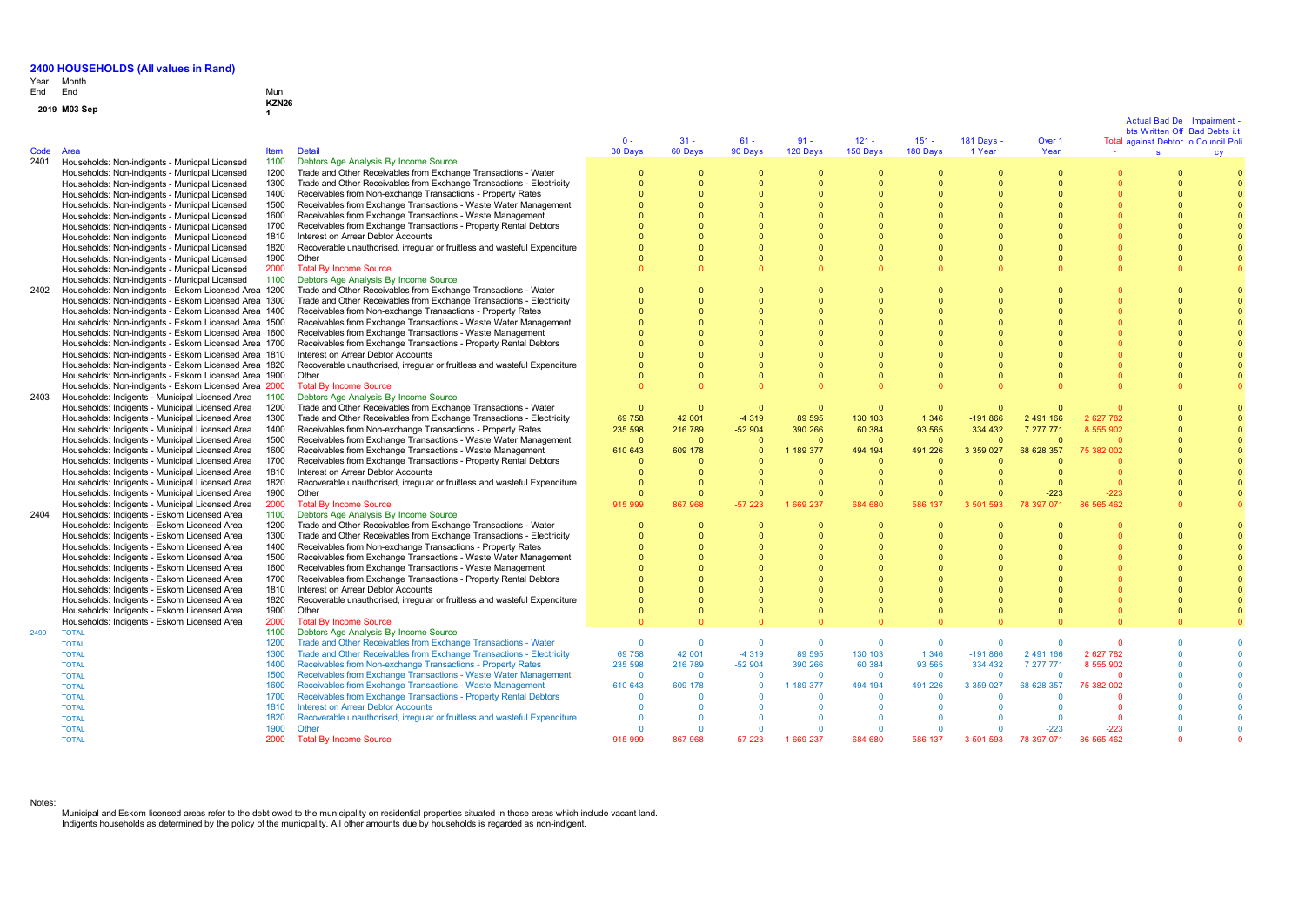## 2400 HOUSEHOLDS (All values in Rand)

Year End: 2019
Month End: M03 Sep
Mun: KZN261

| Code | Area | Item | Detail | 0 - 30 Days | 31 - 60 Days | 61 - 90 Days | 91 - 120 Days | 121 - 150 Days | 151 - 180 Days | 181 Days - 1 Year | Over 1 Year | Total | Actual Bad Debts Written Off against Debtors | Impairment - Bad Debts i.t.o Council Policy |
|---|---|---|---|---|---|---|---|---|---|---|---|---|---|---|
| 2401 | Households: Non-indigents - Municpal Licensed | 1100 | Debtors Age Analysis By Income Source | | | | | | | | | | | |
| | Households: Non-indigents - Municpal Licensed | 1200 | Trade and Other Receivables from Exchange Transactions - Water | 0 | 0 | 0 | 0 | 0 | 0 | 0 | 0 | 0 | 0 | 0 |
| | Households: Non-indigents - Municpal Licensed | 1300 | Trade and Other Receivables from Exchange Transactions - Electricity | 0 | 0 | 0 | 0 | 0 | 0 | 0 | 0 | 0 | 0 | 0 |
| | Households: Non-indigents - Municpal Licensed | 1400 | Receivables from Non-exchange Transactions - Property Rates | 0 | 0 | 0 | 0 | 0 | 0 | 0 | 0 | 0 | 0 | 0 |
| | Households: Non-indigents - Municpal Licensed | 1500 | Receivables from Exchange Transactions - Waste Water Management | 0 | 0 | 0 | 0 | 0 | 0 | 0 | 0 | 0 | 0 | 0 |
| | Households: Non-indigents - Municpal Licensed | 1600 | Receivables from Exchange Transactions - Waste Management | 0 | 0 | 0 | 0 | 0 | 0 | 0 | 0 | 0 | 0 | 0 |
| | Households: Non-indigents - Municpal Licensed | 1700 | Receivables from Exchange Transactions - Property Rental Debtors | 0 | 0 | 0 | 0 | 0 | 0 | 0 | 0 | 0 | 0 | 0 |
| | Households: Non-indigents - Municpal Licensed | 1810 | Interest on Arrear Debtor Accounts | 0 | 0 | 0 | 0 | 0 | 0 | 0 | 0 | 0 | 0 | 0 |
| | Households: Non-indigents - Municpal Licensed | 1820 | Recoverable unauthorised, irregular or fruitless and wasteful Expenditure | 0 | 0 | 0 | 0 | 0 | 0 | 0 | 0 | 0 | 0 | 0 |
| | Households: Non-indigents - Municpal Licensed | 1900 | Other | 0 | 0 | 0 | 0 | 0 | 0 | 0 | 0 | 0 | 0 | 0 |
| | Households: Non-indigents - Municpal Licensed | 2000 | Total By Income Source | 0 | 0 | 0 | 0 | 0 | 0 | 0 | 0 | 0 | 0 | 0 |
| | Households: Non-indigents - Municpal Licensed | 1100 | Debtors Age Analysis By Income Source | | | | | | | | | | | |
| 2402 | Households: Non-indigents - Eskom Licensed Area | 1200 | Trade and Other Receivables from Exchange Transactions - Water | 0 | 0 | 0 | 0 | 0 | 0 | 0 | 0 | 0 | 0 | 0 |
| | Households: Non-indigents - Eskom Licensed Area | 1300 | Trade and Other Receivables from Exchange Transactions - Electricity | 0 | 0 | 0 | 0 | 0 | 0 | 0 | 0 | 0 | 0 | 0 |
| | Households: Non-indigents - Eskom Licensed Area | 1400 | Receivables from Non-exchange Transactions - Property Rates | 0 | 0 | 0 | 0 | 0 | 0 | 0 | 0 | 0 | 0 | 0 |
| | Households: Non-indigents - Eskom Licensed Area | 1500 | Receivables from Exchange Transactions - Waste Water Management | 0 | 0 | 0 | 0 | 0 | 0 | 0 | 0 | 0 | 0 | 0 |
| | Households: Non-indigents - Eskom Licensed Area | 1600 | Receivables from Exchange Transactions - Waste Management | 0 | 0 | 0 | 0 | 0 | 0 | 0 | 0 | 0 | 0 | 0 |
| | Households: Non-indigents - Eskom Licensed Area | 1700 | Receivables from Exchange Transactions - Property Rental Debtors | 0 | 0 | 0 | 0 | 0 | 0 | 0 | 0 | 0 | 0 | 0 |
| | Households: Non-indigents - Eskom Licensed Area | 1810 | Interest on Arrear Debtor Accounts | 0 | 0 | 0 | 0 | 0 | 0 | 0 | 0 | 0 | 0 | 0 |
| | Households: Non-indigents - Eskom Licensed Area | 1820 | Recoverable unauthorised, irregular or fruitless and wasteful Expenditure | 0 | 0 | 0 | 0 | 0 | 0 | 0 | 0 | 0 | 0 | 0 |
| | Households: Non-indigents - Eskom Licensed Area | 1900 | Other | 0 | 0 | 0 | 0 | 0 | 0 | 0 | 0 | 0 | 0 | 0 |
| | Households: Non-indigents - Eskom Licensed Area | 2000 | Total By Income Source | 0 | 0 | 0 | 0 | 0 | 0 | 0 | 0 | 0 | 0 | 0 |
| 2403 | Households: Indigents - Municipal Licensed Area | 1100 | Debtors Age Analysis By Income Source | | | | | | | | | | | |
| | Households: Indigents - Municipal Licensed Area | 1200 | Trade and Other Receivables from Exchange Transactions - Water | 0 | 0 | 0 | 0 | 0 | 0 | 0 | 0 | 0 | 0 | 0 |
| | Households: Indigents - Municipal Licensed Area | 1300 | Trade and Other Receivables from Exchange Transactions - Electricity | 69 758 | 42 001 | -4 319 | 89 595 | 130 103 | 1 346 | -191 866 | 2 491 166 | 2 627 782 | 0 | 0 |
| | Households: Indigents - Municipal Licensed Area | 1400 | Receivables from Non-exchange Transactions - Property Rates | 235 598 | 216 789 | -52 904 | 390 266 | 60 384 | 93 565 | 334 432 | 7 277 771 | 8 555 902 | 0 | 0 |
| | Households: Indigents - Municipal Licensed Area | 1500 | Receivables from Exchange Transactions - Waste Water Management | 0 | 0 | 0 | 0 | 0 | 0 | 0 | 0 | 0 | 0 | 0 |
| | Households: Indigents - Municipal Licensed Area | 1600 | Receivables from Exchange Transactions - Waste Management | 610 643 | 609 178 | 0 | 1 189 377 | 494 194 | 491 226 | 3 359 027 | 68 628 357 | 75 382 002 | 0 | 0 |
| | Households: Indigents - Municipal Licensed Area | 1700 | Receivables from Exchange Transactions - Property Rental Debtors | 0 | 0 | 0 | 0 | 0 | 0 | 0 | 0 | 0 | 0 | 0 |
| | Households: Indigents - Municipal Licensed Area | 1810 | Interest on Arrear Debtor Accounts | 0 | 0 | 0 | 0 | 0 | 0 | 0 | 0 | 0 | 0 | 0 |
| | Households: Indigents - Municipal Licensed Area | 1820 | Recoverable unauthorised, irregular or fruitless and wasteful Expenditure | 0 | 0 | 0 | 0 | 0 | 0 | 0 | 0 | 0 | 0 | 0 |
| | Households: Indigents - Municipal Licensed Area | 1900 | Other | 0 | 0 | 0 | 0 | 0 | 0 | 0 | -223 | -223 | 0 | 0 |
| | Households: Indigents - Municipal Licensed Area | 2000 | Total By Income Source | 915 999 | 867 968 | -57 223 | 1 669 237 | 684 680 | 586 137 | 3 501 593 | 78 397 071 | 86 565 462 | 0 | 0 |
| 2404 | Households: Indigents - Eskom Licensed Area | 1100 | Debtors Age Analysis By Income Source | | | | | | | | | | | |
| | Households: Indigents - Eskom Licensed Area | 1200 | Trade and Other Receivables from Exchange Transactions - Water | 0 | 0 | 0 | 0 | 0 | 0 | 0 | 0 | 0 | 0 | 0 |
| | Households: Indigents - Eskom Licensed Area | 1300 | Trade and Other Receivables from Exchange Transactions - Electricity | 0 | 0 | 0 | 0 | 0 | 0 | 0 | 0 | 0 | 0 | 0 |
| | Households: Indigents - Eskom Licensed Area | 1400 | Receivables from Non-exchange Transactions - Property Rates | 0 | 0 | 0 | 0 | 0 | 0 | 0 | 0 | 0 | 0 | 0 |
| | Households: Indigents - Eskom Licensed Area | 1500 | Receivables from Exchange Transactions - Waste Water Management | 0 | 0 | 0 | 0 | 0 | 0 | 0 | 0 | 0 | 0 | 0 |
| | Households: Indigents - Eskom Licensed Area | 1600 | Receivables from Exchange Transactions - Waste Management | 0 | 0 | 0 | 0 | 0 | 0 | 0 | 0 | 0 | 0 | 0 |
| | Households: Indigents - Eskom Licensed Area | 1700 | Receivables from Exchange Transactions - Property Rental Debtors | 0 | 0 | 0 | 0 | 0 | 0 | 0 | 0 | 0 | 0 | 0 |
| | Households: Indigents - Eskom Licensed Area | 1810 | Interest on Arrear Debtor Accounts | 0 | 0 | 0 | 0 | 0 | 0 | 0 | 0 | 0 | 0 | 0 |
| | Households: Indigents - Eskom Licensed Area | 1820 | Recoverable unauthorised, irregular or fruitless and wasteful Expenditure | 0 | 0 | 0 | 0 | 0 | 0 | 0 | 0 | 0 | 0 | 0 |
| | Households: Indigents - Eskom Licensed Area | 1900 | Other | 0 | 0 | 0 | 0 | 0 | 0 | 0 | 0 | 0 | 0 | 0 |
| | Households: Indigents - Eskom Licensed Area | 2000 | Total By Income Source | 0 | 0 | 0 | 0 | 0 | 0 | 0 | 0 | 0 | 0 | 0 |
| 2499 | TOTAL | 1100 | Debtors Age Analysis By Income Source | | | | | | | | | | | |
| | TOTAL | 1200 | Trade and Other Receivables from Exchange Transactions - Water | 0 | 0 | 0 | 0 | 0 | 0 | 0 | 0 | 0 | 0 | 0 |
| | TOTAL | 1300 | Trade and Other Receivables from Exchange Transactions - Electricity | 69 758 | 42 001 | -4 319 | 89 595 | 130 103 | 1 346 | -191 866 | 2 491 166 | 2 627 782 | 0 | 0 |
| | TOTAL | 1400 | Receivables from Non-exchange Transactions - Property Rates | 235 598 | 216 789 | -52 904 | 390 266 | 60 384 | 93 565 | 334 432 | 7 277 771 | 8 555 902 | 0 | 0 |
| | TOTAL | 1500 | Receivables from Exchange Transactions - Waste Water Management | 0 | 0 | 0 | 0 | 0 | 0 | 0 | 0 | 0 | 0 | 0 |
| | TOTAL | 1600 | Receivables from Exchange Transactions - Waste Management | 610 643 | 609 178 | 0 | 1 189 377 | 494 194 | 491 226 | 3 359 027 | 68 628 357 | 75 382 002 | 0 | 0 |
| | TOTAL | 1700 | Receivables from Exchange Transactions - Property Rental Debtors | 0 | 0 | 0 | 0 | 0 | 0 | 0 | 0 | 0 | 0 | 0 |
| | TOTAL | 1810 | Interest on Arrear Debtor Accounts | 0 | 0 | 0 | 0 | 0 | 0 | 0 | 0 | 0 | 0 | 0 |
| | TOTAL | 1820 | Recoverable unauthorised, irregular or fruitless and wasteful Expenditure | 0 | 0 | 0 | 0 | 0 | 0 | 0 | 0 | 0 | 0 | 0 |
| | TOTAL | 1900 | Other | 0 | 0 | 0 | 0 | 0 | 0 | 0 | -223 | -223 | 0 | 0 |
| | TOTAL | 2000 | Total By Income Source | 915 999 | 867 968 | -57 223 | 1 669 237 | 684 680 | 586 137 | 3 501 593 | 78 397 071 | 86 565 462 | 0 | 0 |

Notes:

Municipal and Eskom licensed areas refer to the debt owed to the municipality on residential properties situated in those areas which include vacant land.
Indigents households as determined by the policy of the municipality. All other amounts due by households is regarded as non-indigent.